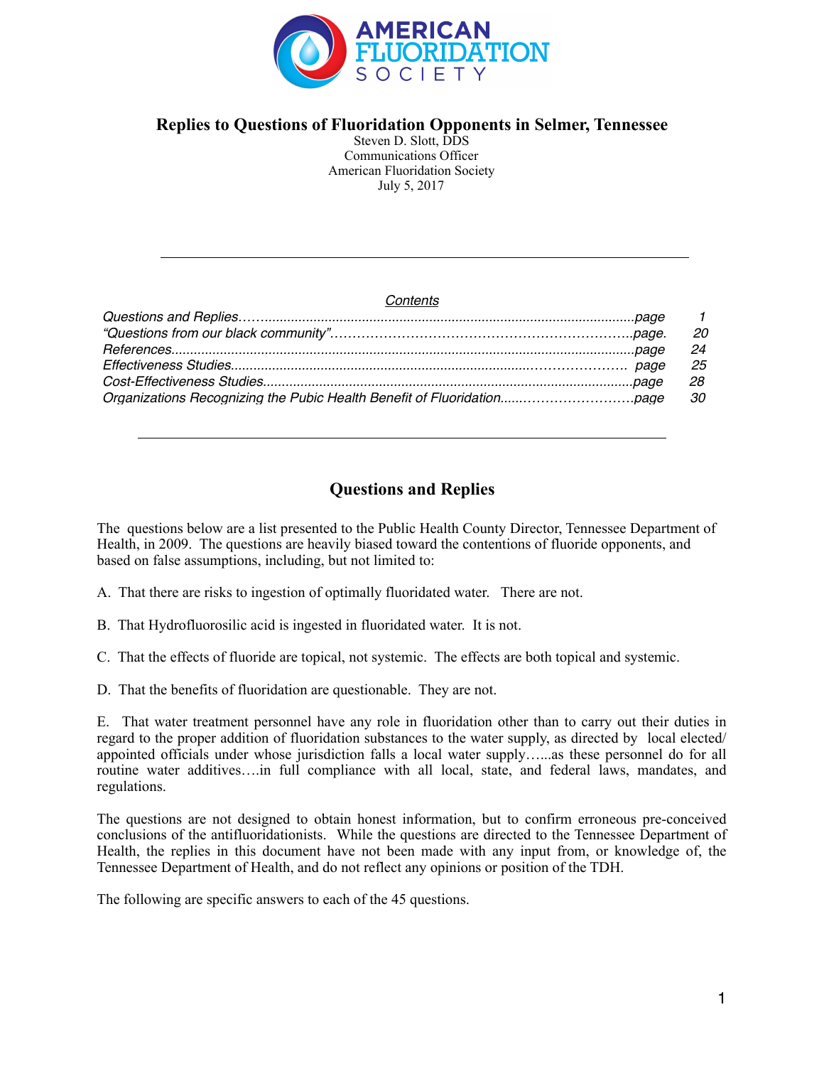AMERICAN FLUORIDATION SOCIETY

# Replies to Questions of Fluoridation Opponents in Selmer, Tennessee

Steven D. Slott, DDS
Communications Officer
American Fluoridation Society
July 5, 2017

---

*Contents*

| | |
|---|---|
| *Questions and Replies* | *page 1* |
| *"Questions from our black community"* | *page. 20* |
| *References* | *page 24* |
| *Effectiveness Studies* | *page 25* |
| *Cost-Effectiveness Studies* | *page 28* |
| *Organizations Recognizing the Pubic Health Benefit of Fluoridation* | *page 30* |

---

## Questions and Replies

The questions below are a list presented to the Public Health County Director, Tennessee Department of Health, in 2009. The questions are heavily biased toward the contentions of fluoride opponents, and based on false assumptions, including, but not limited to:

A. That there are risks to ingestion of optimally fluoridated water. There are not.

B. That Hydrofluorosilic acid is ingested in fluoridated water. It is not.

C. That the effects of fluoride are topical, not systemic. The effects are both topical and systemic.

D. That the benefits of fluoridation are questionable. They are not.

E. That water treatment personnel have any role in fluoridation other than to carry out their duties in regard to the proper addition of fluoridation substances to the water supply, as directed by local elected/appointed officials under whose jurisdiction falls a local water supply…...as these personnel do for all routine water additives….in full compliance with all local, state, and federal laws, mandates, and regulations.

The questions are not designed to obtain honest information, but to confirm erroneous pre-conceived conclusions of the antifluoridationists. While the questions are directed to the Tennessee Department of Health, the replies in this document have not been made with any input from, or knowledge of, the Tennessee Department of Health, and do not reflect any opinions or position of the TDH.

The following are specific answers to each of the 45 questions.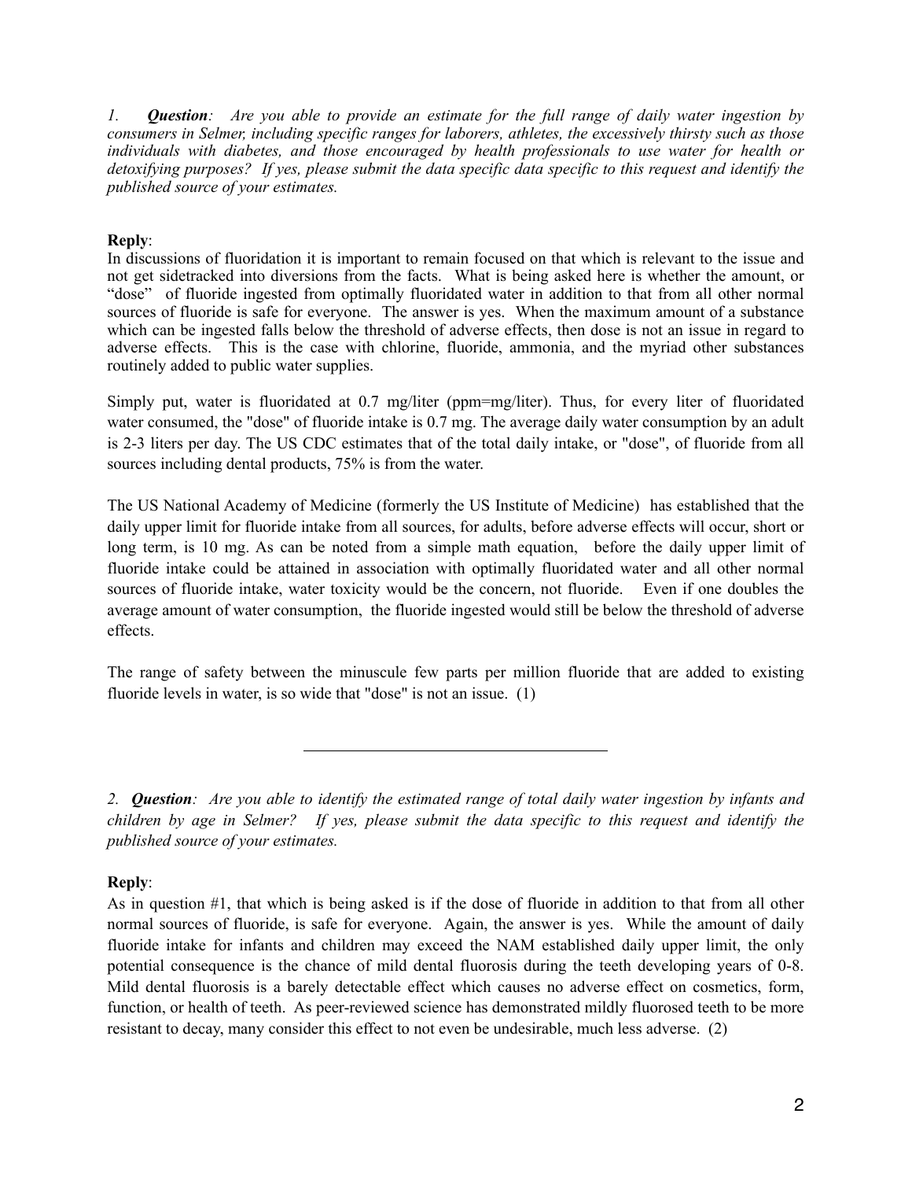*1.* ***Question****: Are you able to provide an estimate for the full range of daily water ingestion by consumers in Selmer, including specific ranges for laborers, athletes, the excessively thirsty such as those individuals with diabetes, and those encouraged by health professionals to use water for health or detoxifying purposes? If yes, please submit the data specific data specific to this request and identify the published source of your estimates.*

**Reply**:
In discussions of fluoridation it is important to remain focused on that which is relevant to the issue and not get sidetracked into diversions from the facts. What is being asked here is whether the amount, or "dose" of fluoride ingested from optimally fluoridated water in addition to that from all other normal sources of fluoride is safe for everyone. The answer is yes. When the maximum amount of a substance which can be ingested falls below the threshold of adverse effects, then dose is not an issue in regard to adverse effects. This is the case with chlorine, fluoride, ammonia, and the myriad other substances routinely added to public water supplies.

Simply put, water is fluoridated at 0.7 mg/liter (ppm=mg/liter). Thus, for every liter of fluoridated water consumed, the "dose" of fluoride intake is 0.7 mg. The average daily water consumption by an adult is 2-3 liters per day. The US CDC estimates that of the total daily intake, or "dose", of fluoride from all sources including dental products, 75% is from the water.

The US National Academy of Medicine (formerly the US Institute of Medicine) has established that the daily upper limit for fluoride intake from all sources, for adults, before adverse effects will occur, short or long term, is 10 mg. As can be noted from a simple math equation, before the daily upper limit of fluoride intake could be attained in association with optimally fluoridated water and all other normal sources of fluoride intake, water toxicity would be the concern, not fluoride. Even if one doubles the average amount of water consumption, the fluoride ingested would still be below the threshold of adverse effects.

The range of safety between the minuscule few parts per million fluoride that are added to existing fluoride levels in water, is so wide that "dose" is not an issue. (1)

---

*2.* ***Question****: Are you able to identify the estimated range of total daily water ingestion by infants and children by age in Selmer? If yes, please submit the data specific to this request and identify the published source of your estimates.*

**Reply**:
As in question #1, that which is being asked is if the dose of fluoride in addition to that from all other normal sources of fluoride, is safe for everyone. Again, the answer is yes. While the amount of daily fluoride intake for infants and children may exceed the NAM established daily upper limit, the only potential consequence is the chance of mild dental fluorosis during the teeth developing years of 0-8. Mild dental fluorosis is a barely detectable effect which causes no adverse effect on cosmetics, form, function, or health of teeth. As peer-reviewed science has demonstrated mildly fluorosed teeth to be more resistant to decay, many consider this effect to not even be undesirable, much less adverse. (2)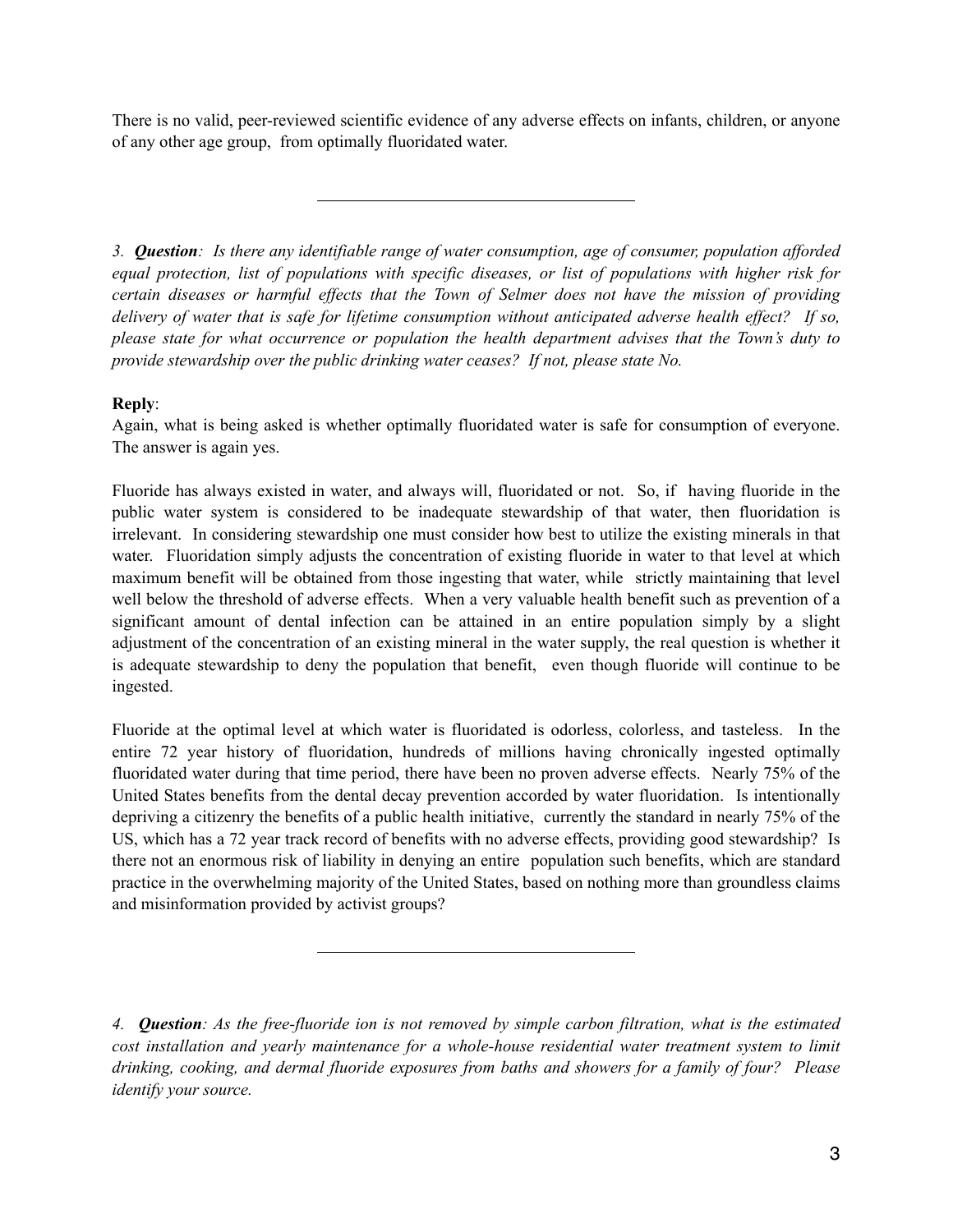There is no valid, peer-reviewed scientific evidence of any adverse effects on infants, children, or anyone of any other age group, from optimally fluoridated water.

---

*3. **Question**: Is there any identifiable range of water consumption, age of consumer, population afforded equal protection, list of populations with specific diseases, or list of populations with higher risk for certain diseases or harmful effects that the Town of Selmer does not have the mission of providing delivery of water that is safe for lifetime consumption without anticipated adverse health effect? If so, please state for what occurrence or population the health department advises that the Town's duty to provide stewardship over the public drinking water ceases? If not, please state No.*

**Reply**:
Again, what is being asked is whether optimally fluoridated water is safe for consumption of everyone. The answer is again yes.

Fluoride has always existed in water, and always will, fluoridated or not. So, if having fluoride in the public water system is considered to be inadequate stewardship of that water, then fluoridation is irrelevant. In considering stewardship one must consider how best to utilize the existing minerals in that water. Fluoridation simply adjusts the concentration of existing fluoride in water to that level at which maximum benefit will be obtained from those ingesting that water, while strictly maintaining that level well below the threshold of adverse effects. When a very valuable health benefit such as prevention of a significant amount of dental infection can be attained in an entire population simply by a slight adjustment of the concentration of an existing mineral in the water supply, the real question is whether it is adequate stewardship to deny the population that benefit, even though fluoride will continue to be ingested.

Fluoride at the optimal level at which water is fluoridated is odorless, colorless, and tasteless. In the entire 72 year history of fluoridation, hundreds of millions having chronically ingested optimally fluoridated water during that time period, there have been no proven adverse effects. Nearly 75% of the United States benefits from the dental decay prevention accorded by water fluoridation. Is intentionally depriving a citizenry the benefits of a public health initiative, currently the standard in nearly 75% of the US, which has a 72 year track record of benefits with no adverse effects, providing good stewardship? Is there not an enormous risk of liability in denying an entire population such benefits, which are standard practice in the overwhelming majority of the United States, based on nothing more than groundless claims and misinformation provided by activist groups?

---

*4. **Question**: As the free-fluoride ion is not removed by simple carbon filtration, what is the estimated cost installation and yearly maintenance for a whole-house residential water treatment system to limit drinking, cooking, and dermal fluoride exposures from baths and showers for a family of four? Please identify your source.*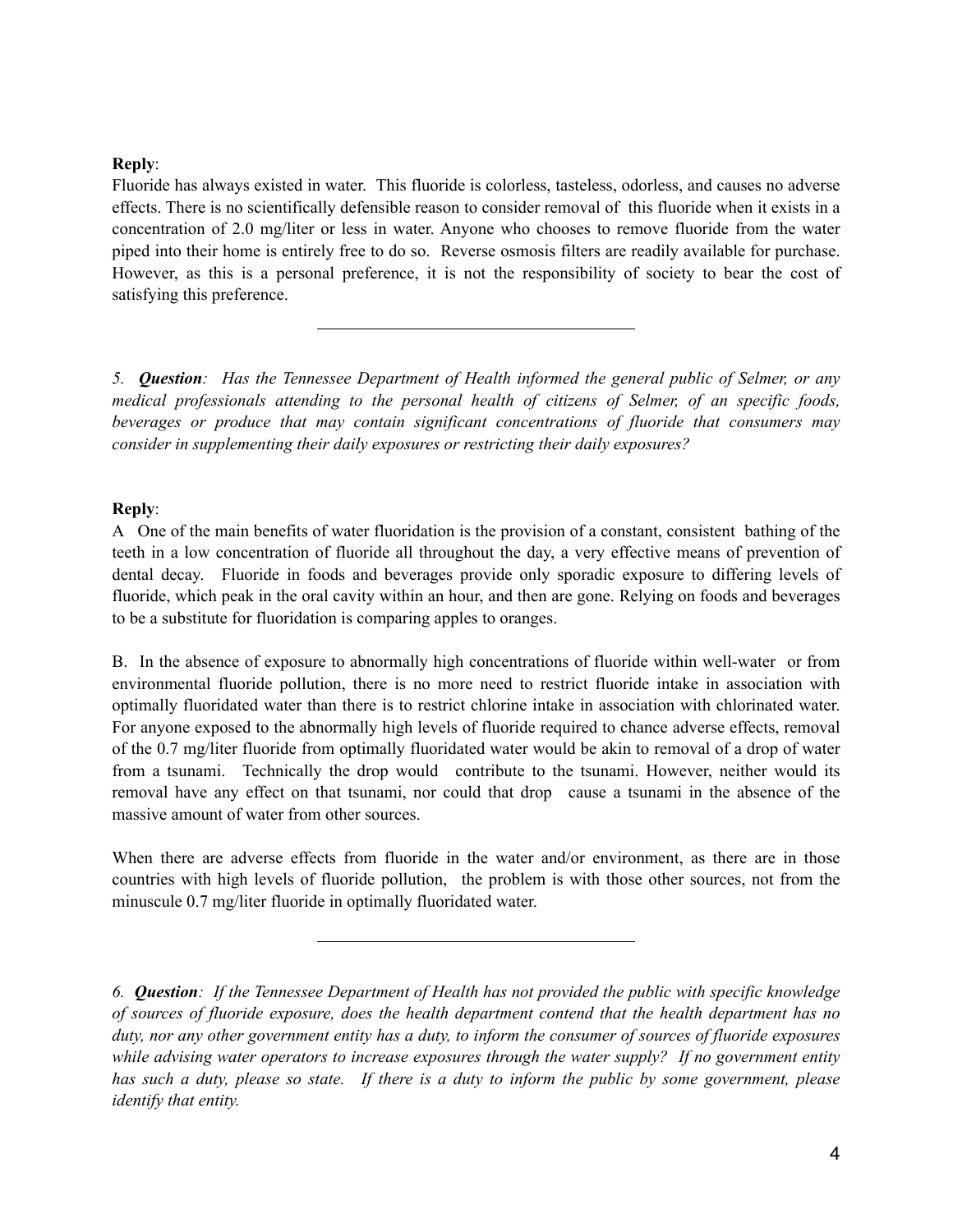**Reply**:
Fluoride has always existed in water. This fluoride is colorless, tasteless, odorless, and causes no adverse effects. There is no scientifically defensible reason to consider removal of this fluoride when it exists in a concentration of 2.0 mg/liter or less in water. Anyone who chooses to remove fluoride from the water piped into their home is entirely free to do so. Reverse osmosis filters are readily available for purchase. However, as this is a personal preference, it is not the responsibility of society to bear the cost of satisfying this preference.

---

*5. **Question**: Has the Tennessee Department of Health informed the general public of Selmer, or any medical professionals attending to the personal health of citizens of Selmer, of an specific foods, beverages or produce that may contain significant concentrations of fluoride that consumers may consider in supplementing their daily exposures or restricting their daily exposures?*

**Reply**:
A One of the main benefits of water fluoridation is the provision of a constant, consistent bathing of the teeth in a low concentration of fluoride all throughout the day, a very effective means of prevention of dental decay. Fluoride in foods and beverages provide only sporadic exposure to differing levels of fluoride, which peak in the oral cavity within an hour, and then are gone. Relying on foods and beverages to be a substitute for fluoridation is comparing apples to oranges.

B. In the absence of exposure to abnormally high concentrations of fluoride within well-water or from environmental fluoride pollution, there is no more need to restrict fluoride intake in association with optimally fluoridated water than there is to restrict chlorine intake in association with chlorinated water. For anyone exposed to the abnormally high levels of fluoride required to chance adverse effects, removal of the 0.7 mg/liter fluoride from optimally fluoridated water would be akin to removal of a drop of water from a tsunami. Technically the drop would contribute to the tsunami. However, neither would its removal have any effect on that tsunami, nor could that drop cause a tsunami in the absence of the massive amount of water from other sources.

When there are adverse effects from fluoride in the water and/or environment, as there are in those countries with high levels of fluoride pollution, the problem is with those other sources, not from the minuscule 0.7 mg/liter fluoride in optimally fluoridated water.

---

*6. **Question**: If the Tennessee Department of Health has not provided the public with specific knowledge of sources of fluoride exposure, does the health department contend that the health department has no duty, nor any other government entity has a duty, to inform the consumer of sources of fluoride exposures while advising water operators to increase exposures through the water supply? If no government entity has such a duty, please so state. If there is a duty to inform the public by some government, please identify that entity.*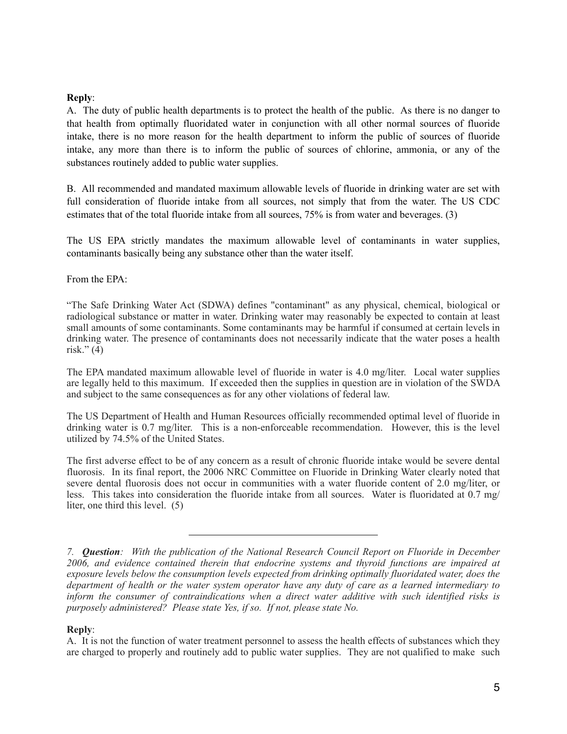**Reply**:

A. The duty of public health departments is to protect the health of the public. As there is no danger to that health from optimally fluoridated water in conjunction with all other normal sources of fluoride intake, there is no more reason for the health department to inform the public of sources of fluoride intake, any more than there is to inform the public of sources of chlorine, ammonia, or any of the substances routinely added to public water supplies.

B. All recommended and mandated maximum allowable levels of fluoride in drinking water are set with full consideration of fluoride intake from all sources, not simply that from the water. The US CDC estimates that of the total fluoride intake from all sources, 75% is from water and beverages. (3)

The US EPA strictly mandates the maximum allowable level of contaminants in water supplies, contaminants basically being any substance other than the water itself.

From the EPA:

"The Safe Drinking Water Act (SDWA) defines "contaminant" as any physical, chemical, biological or radiological substance or matter in water. Drinking water may reasonably be expected to contain at least small amounts of some contaminants. Some contaminants may be harmful if consumed at certain levels in drinking water. The presence of contaminants does not necessarily indicate that the water poses a health risk." (4)

The EPA mandated maximum allowable level of fluoride in water is 4.0 mg/liter. Local water supplies are legally held to this maximum. If exceeded then the supplies in question are in violation of the SWDA and subject to the same consequences as for any other violations of federal law.

The US Department of Health and Human Resources officially recommended optimal level of fluoride in drinking water is 0.7 mg/liter. This is a non-enforceable recommendation. However, this is the level utilized by 74.5% of the United States.

The first adverse effect to be of any concern as a result of chronic fluoride intake would be severe dental fluorosis. In its final report, the 2006 NRC Committee on Fluoride in Drinking Water clearly noted that severe dental fluorosis does not occur in communities with a water fluoride content of 2.0 mg/liter, or less. This takes into consideration the fluoride intake from all sources. Water is fluoridated at 0.7 mg/liter, one third this level. (5)

---

*7. **Question**: With the publication of the National Research Council Report on Fluoride in December 2006, and evidence contained therein that endocrine systems and thyroid functions are impaired at exposure levels below the consumption levels expected from drinking optimally fluoridated water, does the department of health or the water system operator have any duty of care as a learned intermediary to inform the consumer of contraindications when a direct water additive with such identified risks is purposely administered? Please state Yes, if so. If not, please state No.*

**Reply**:

A. It is not the function of water treatment personnel to assess the health effects of substances which they are charged to properly and routinely add to public water supplies. They are not qualified to make such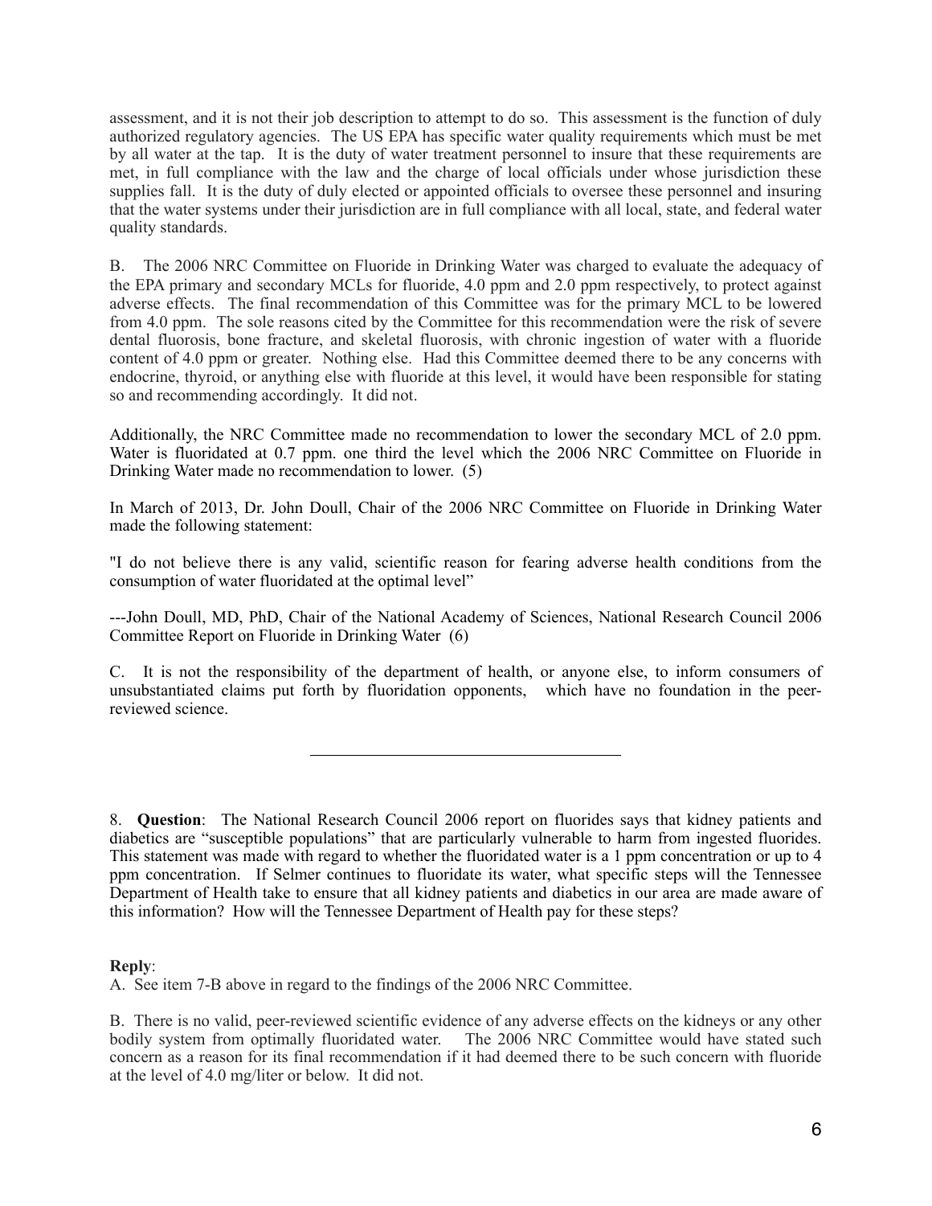assessment, and it is not their job description to attempt to do so. This assessment is the function of duly authorized regulatory agencies. The US EPA has specific water quality requirements which must be met by all water at the tap. It is the duty of water treatment personnel to insure that these requirements are met, in full compliance with the law and the charge of local officials under whose jurisdiction these supplies fall. It is the duty of duly elected or appointed officials to oversee these personnel and insuring that the water systems under their jurisdiction are in full compliance with all local, state, and federal water quality standards.

B. The 2006 NRC Committee on Fluoride in Drinking Water was charged to evaluate the adequacy of the EPA primary and secondary MCLs for fluoride, 4.0 ppm and 2.0 ppm respectively, to protect against adverse effects. The final recommendation of this Committee was for the primary MCL to be lowered from 4.0 ppm. The sole reasons cited by the Committee for this recommendation were the risk of severe dental fluorosis, bone fracture, and skeletal fluorosis, with chronic ingestion of water with a fluoride content of 4.0 ppm or greater. Nothing else. Had this Committee deemed there to be any concerns with endocrine, thyroid, or anything else with fluoride at this level, it would have been responsible for stating so and recommending accordingly. It did not.

Additionally, the NRC Committee made no recommendation to lower the secondary MCL of 2.0 ppm. Water is fluoridated at 0.7 ppm. one third the level which the 2006 NRC Committee on Fluoride in Drinking Water made no recommendation to lower. (5)

In March of 2013, Dr. John Doull, Chair of the 2006 NRC Committee on Fluoride in Drinking Water made the following statement:

"I do not believe there is any valid, scientific reason for fearing adverse health conditions from the consumption of water fluoridated at the optimal level"

---John Doull, MD, PhD, Chair of the National Academy of Sciences, National Research Council 2006 Committee Report on Fluoride in Drinking Water (6)

C. It is not the responsibility of the department of health, or anyone else, to inform consumers of unsubstantiated claims put forth by fluoridation opponents, which have no foundation in the peer-reviewed science.

---

8. **Question**: The National Research Council 2006 report on fluorides says that kidney patients and diabetics are "susceptible populations" that are particularly vulnerable to harm from ingested fluorides. This statement was made with regard to whether the fluoridated water is a 1 ppm concentration or up to 4 ppm concentration. If Selmer continues to fluoridate its water, what specific steps will the Tennessee Department of Health take to ensure that all kidney patients and diabetics in our area are made aware of this information? How will the Tennessee Department of Health pay for these steps?

**Reply**:

A. See item 7-B above in regard to the findings of the 2006 NRC Committee.

B. There is no valid, peer-reviewed scientific evidence of any adverse effects on the kidneys or any other bodily system from optimally fluoridated water. The 2006 NRC Committee would have stated such concern as a reason for its final recommendation if it had deemed there to be such concern with fluoride at the level of 4.0 mg/liter or below. It did not.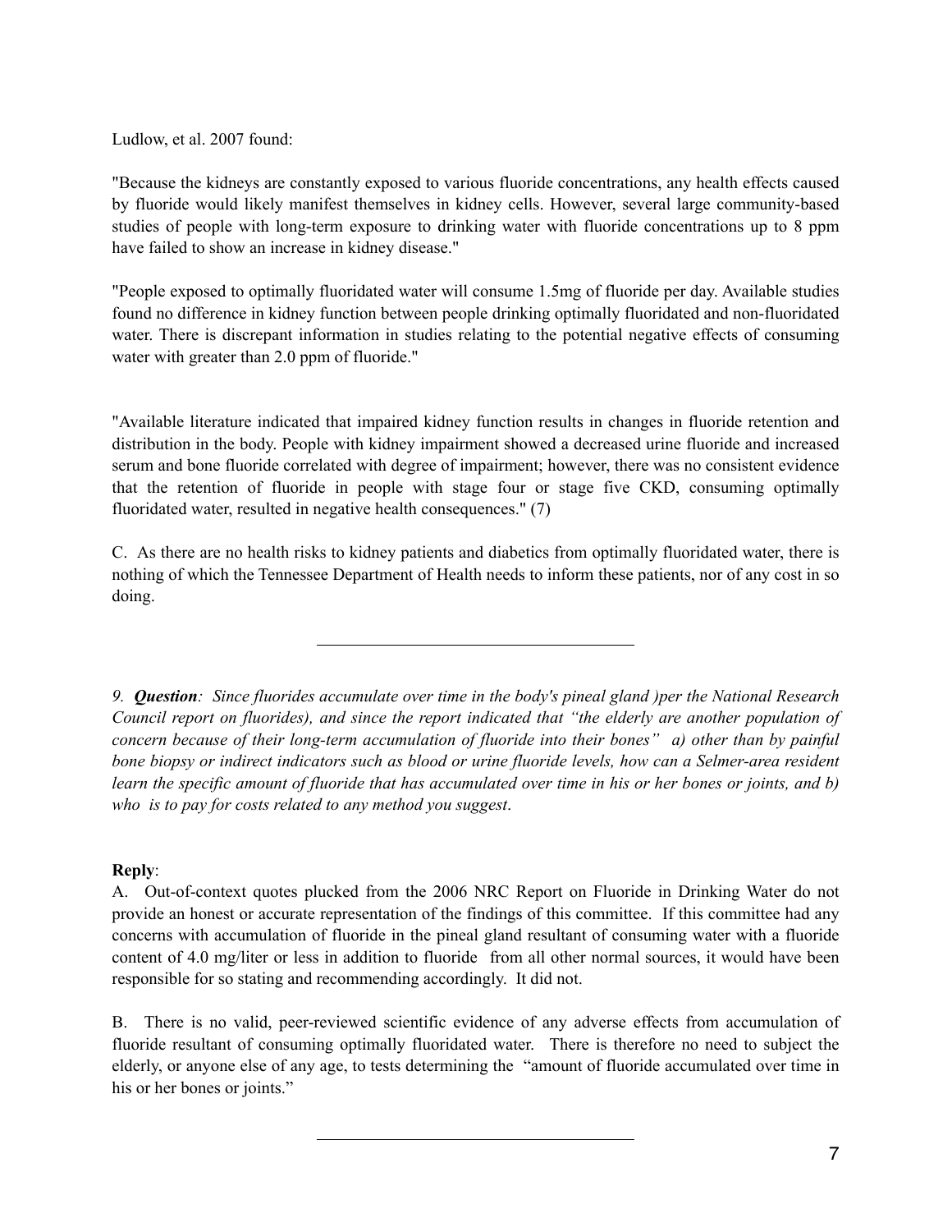Ludlow, et al. 2007 found:

"Because the kidneys are constantly exposed to various fluoride concentrations, any health effects caused by fluoride would likely manifest themselves in kidney cells. However, several large community-based studies of people with long-term exposure to drinking water with fluoride concentrations up to 8 ppm have failed to show an increase in kidney disease."

"People exposed to optimally fluoridated water will consume 1.5mg of fluoride per day. Available studies found no difference in kidney function between people drinking optimally fluoridated and non-fluoridated water. There is discrepant information in studies relating to the potential negative effects of consuming water with greater than 2.0 ppm of fluoride."

"Available literature indicated that impaired kidney function results in changes in fluoride retention and distribution in the body. People with kidney impairment showed a decreased urine fluoride and increased serum and bone fluoride correlated with degree of impairment; however, there was no consistent evidence that the retention of fluoride in people with stage four or stage five CKD, consuming optimally fluoridated water, resulted in negative health consequences." (7)

C. As there are no health risks to kidney patients and diabetics from optimally fluoridated water, there is nothing of which the Tennessee Department of Health needs to inform these patients, nor of any cost in so doing.

---

*9. **Question**: Since fluorides accumulate over time in the body's pineal gland )per the National Research Council report on fluorides), and since the report indicated that "the elderly are another population of concern because of their long-term accumulation of fluoride into their bones" a) other than by painful bone biopsy or indirect indicators such as blood or urine fluoride levels, how can a Selmer-area resident learn the specific amount of fluoride that has accumulated over time in his or her bones or joints, and b) who is to pay for costs related to any method you suggest*.

**Reply**:

A. Out-of-context quotes plucked from the 2006 NRC Report on Fluoride in Drinking Water do not provide an honest or accurate representation of the findings of this committee. If this committee had any concerns with accumulation of fluoride in the pineal gland resultant of consuming water with a fluoride content of 4.0 mg/liter or less in addition to fluoride from all other normal sources, it would have been responsible for so stating and recommending accordingly. It did not.

B. There is no valid, peer-reviewed scientific evidence of any adverse effects from accumulation of fluoride resultant of consuming optimally fluoridated water. There is therefore no need to subject the elderly, or anyone else of any age, to tests determining the "amount of fluoride accumulated over time in his or her bones or joints."

---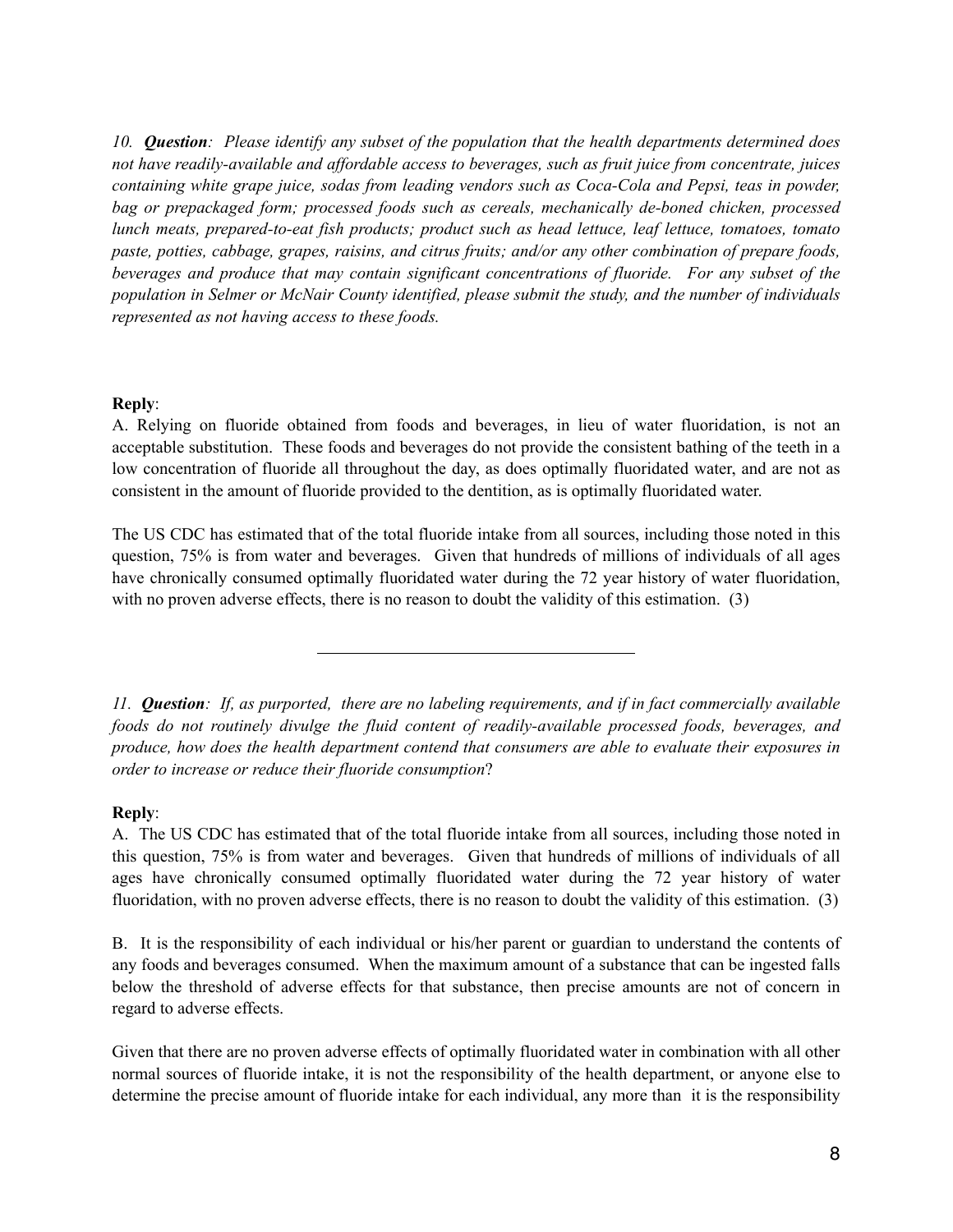*10.* ***Question****: Please identify any subset of the population that the health departments determined does not have readily-available and affordable access to beverages, such as fruit juice from concentrate, juices containing white grape juice, sodas from leading vendors such as Coca-Cola and Pepsi, teas in powder, bag or prepackaged form; processed foods such as cereals, mechanically de-boned chicken, processed lunch meats, prepared-to-eat fish products; product such as head lettuce, leaf lettuce, tomatoes, tomato paste, potties, cabbage, grapes, raisins, and citrus fruits; and/or any other combination of prepare foods, beverages and produce that may contain significant concentrations of fluoride. For any subset of the population in Selmer or McNair County identified, please submit the study, and the number of individuals represented as not having access to these foods.*

**Reply**:

A. Relying on fluoride obtained from foods and beverages, in lieu of water fluoridation, is not an acceptable substitution. These foods and beverages do not provide the consistent bathing of the teeth in a low concentration of fluoride all throughout the day, as does optimally fluoridated water, and are not as consistent in the amount of fluoride provided to the dentition, as is optimally fluoridated water.

The US CDC has estimated that of the total fluoride intake from all sources, including those noted in this question, 75% is from water and beverages. Given that hundreds of millions of individuals of all ages have chronically consumed optimally fluoridated water during the 72 year history of water fluoridation, with no proven adverse effects, there is no reason to doubt the validity of this estimation. (3)

---

*11.* ***Question****: If, as purported, there are no labeling requirements, and if in fact commercially available foods do not routinely divulge the fluid content of readily-available processed foods, beverages, and produce, how does the health department contend that consumers are able to evaluate their exposures in order to increase or reduce their fluoride consumption*?

**Reply**:

A. The US CDC has estimated that of the total fluoride intake from all sources, including those noted in this question, 75% is from water and beverages. Given that hundreds of millions of individuals of all ages have chronically consumed optimally fluoridated water during the 72 year history of water fluoridation, with no proven adverse effects, there is no reason to doubt the validity of this estimation. (3)

B. It is the responsibility of each individual or his/her parent or guardian to understand the contents of any foods and beverages consumed. When the maximum amount of a substance that can be ingested falls below the threshold of adverse effects for that substance, then precise amounts are not of concern in regard to adverse effects.

Given that there are no proven adverse effects of optimally fluoridated water in combination with all other normal sources of fluoride intake, it is not the responsibility of the health department, or anyone else to determine the precise amount of fluoride intake for each individual, any more than it is the responsibility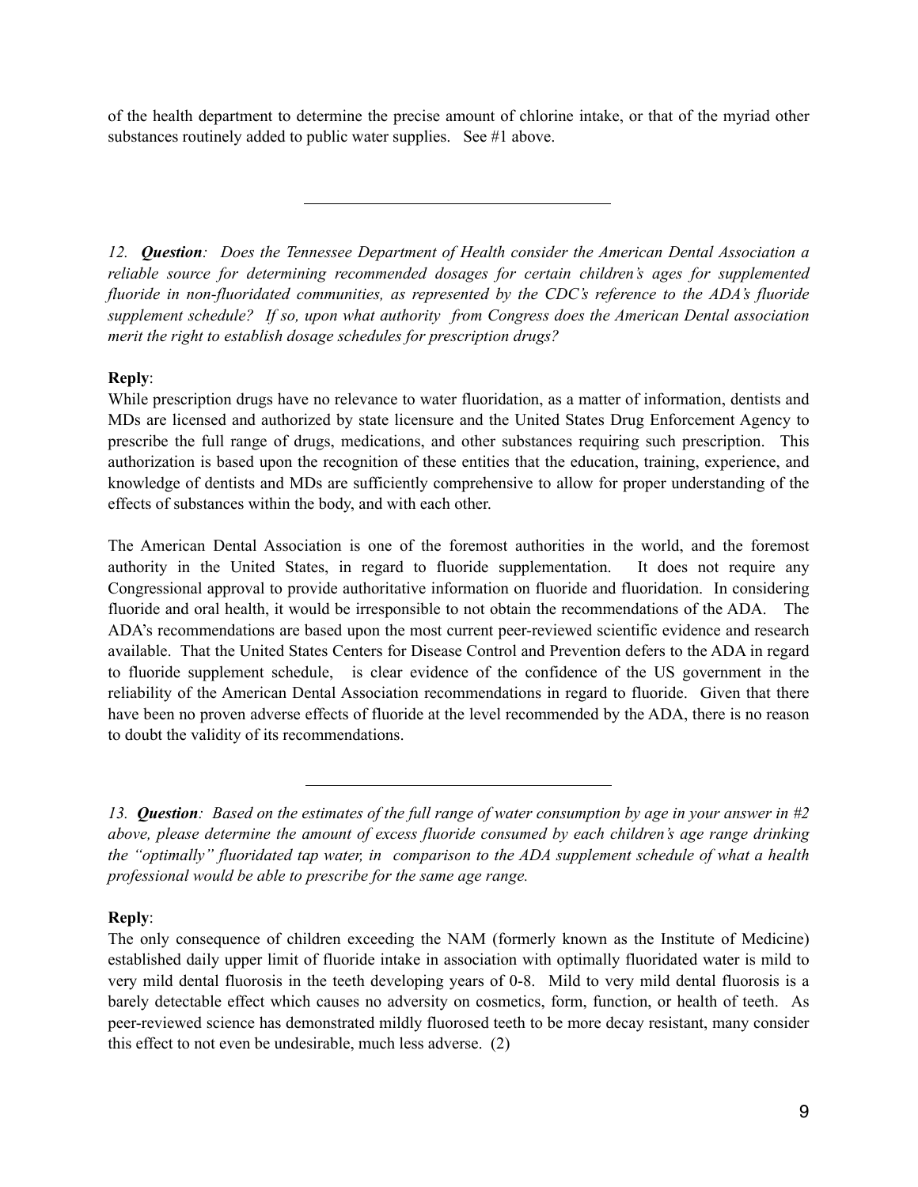of the health department to determine the precise amount of chlorine intake, or that of the myriad other substances routinely added to public water supplies. See #1 above.

---

*12. **Question**: Does the Tennessee Department of Health consider the American Dental Association a reliable source for determining recommended dosages for certain children's ages for supplemented fluoride in non-fluoridated communities, as represented by the CDC's reference to the ADA's fluoride supplement schedule? If so, upon what authority from Congress does the American Dental association merit the right to establish dosage schedules for prescription drugs?*

**Reply**:
While prescription drugs have no relevance to water fluoridation, as a matter of information, dentists and MDs are licensed and authorized by state licensure and the United States Drug Enforcement Agency to prescribe the full range of drugs, medications, and other substances requiring such prescription. This authorization is based upon the recognition of these entities that the education, training, experience, and knowledge of dentists and MDs are sufficiently comprehensive to allow for proper understanding of the effects of substances within the body, and with each other.

The American Dental Association is one of the foremost authorities in the world, and the foremost authority in the United States, in regard to fluoride supplementation. It does not require any Congressional approval to provide authoritative information on fluoride and fluoridation. In considering fluoride and oral health, it would be irresponsible to not obtain the recommendations of the ADA. The ADA's recommendations are based upon the most current peer-reviewed scientific evidence and research available. That the United States Centers for Disease Control and Prevention defers to the ADA in regard to fluoride supplement schedule, is clear evidence of the confidence of the US government in the reliability of the American Dental Association recommendations in regard to fluoride. Given that there have been no proven adverse effects of fluoride at the level recommended by the ADA, there is no reason to doubt the validity of its recommendations.

---

*13. **Question**: Based on the estimates of the full range of water consumption by age in your answer in #2 above, please determine the amount of excess fluoride consumed by each children's age range drinking the "optimally" fluoridated tap water, in comparison to the ADA supplement schedule of what a health professional would be able to prescribe for the same age range.*

**Reply**:
The only consequence of children exceeding the NAM (formerly known as the Institute of Medicine) established daily upper limit of fluoride intake in association with optimally fluoridated water is mild to very mild dental fluorosis in the teeth developing years of 0-8. Mild to very mild dental fluorosis is a barely detectable effect which causes no adversity on cosmetics, form, function, or health of teeth. As peer-reviewed science has demonstrated mildly fluorosed teeth to be more decay resistant, many consider this effect to not even be undesirable, much less adverse. (2)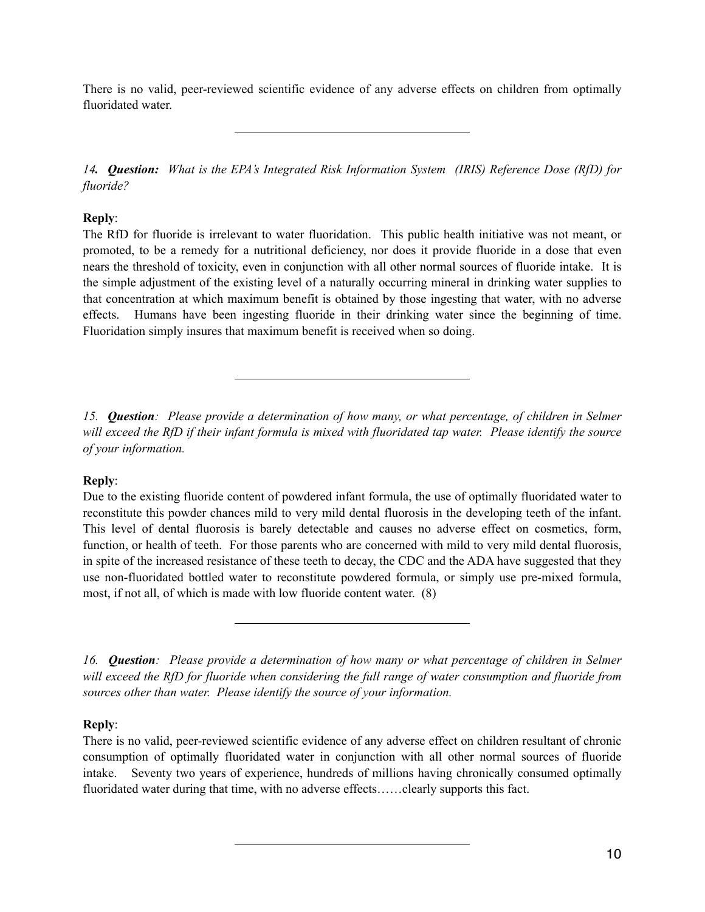There is no valid, peer-reviewed scientific evidence of any adverse effects on children from optimally fluoridated water.

---

*14. **Question:** What is the EPA's Integrated Risk Information System (IRIS) Reference Dose (RfD) for fluoride?*

**Reply**:

The RfD for fluoride is irrelevant to water fluoridation. This public health initiative was not meant, or promoted, to be a remedy for a nutritional deficiency, nor does it provide fluoride in a dose that even nears the threshold of toxicity, even in conjunction with all other normal sources of fluoride intake. It is the simple adjustment of the existing level of a naturally occurring mineral in drinking water supplies to that concentration at which maximum benefit is obtained by those ingesting that water, with no adverse effects. Humans have been ingesting fluoride in their drinking water since the beginning of time. Fluoridation simply insures that maximum benefit is received when so doing.

---

*15. **Question**: Please provide a determination of how many, or what percentage, of children in Selmer will exceed the RfD if their infant formula is mixed with fluoridated tap water. Please identify the source of your information.*

**Reply**:

Due to the existing fluoride content of powdered infant formula, the use of optimally fluoridated water to reconstitute this powder chances mild to very mild dental fluorosis in the developing teeth of the infant. This level of dental fluorosis is barely detectable and causes no adverse effect on cosmetics, form, function, or health of teeth. For those parents who are concerned with mild to very mild dental fluorosis, in spite of the increased resistance of these teeth to decay, the CDC and the ADA have suggested that they use non-fluoridated bottled water to reconstitute powdered formula, or simply use pre-mixed formula, most, if not all, of which is made with low fluoride content water. (8)

---

*16. **Question**: Please provide a determination of how many or what percentage of children in Selmer will exceed the RfD for fluoride when considering the full range of water consumption and fluoride from sources other than water. Please identify the source of your information.*

**Reply**:

There is no valid, peer-reviewed scientific evidence of any adverse effect on children resultant of chronic consumption of optimally fluoridated water in conjunction with all other normal sources of fluoride intake. Seventy two years of experience, hundreds of millions having chronically consumed optimally fluoridated water during that time, with no adverse effects……clearly supports this fact.

---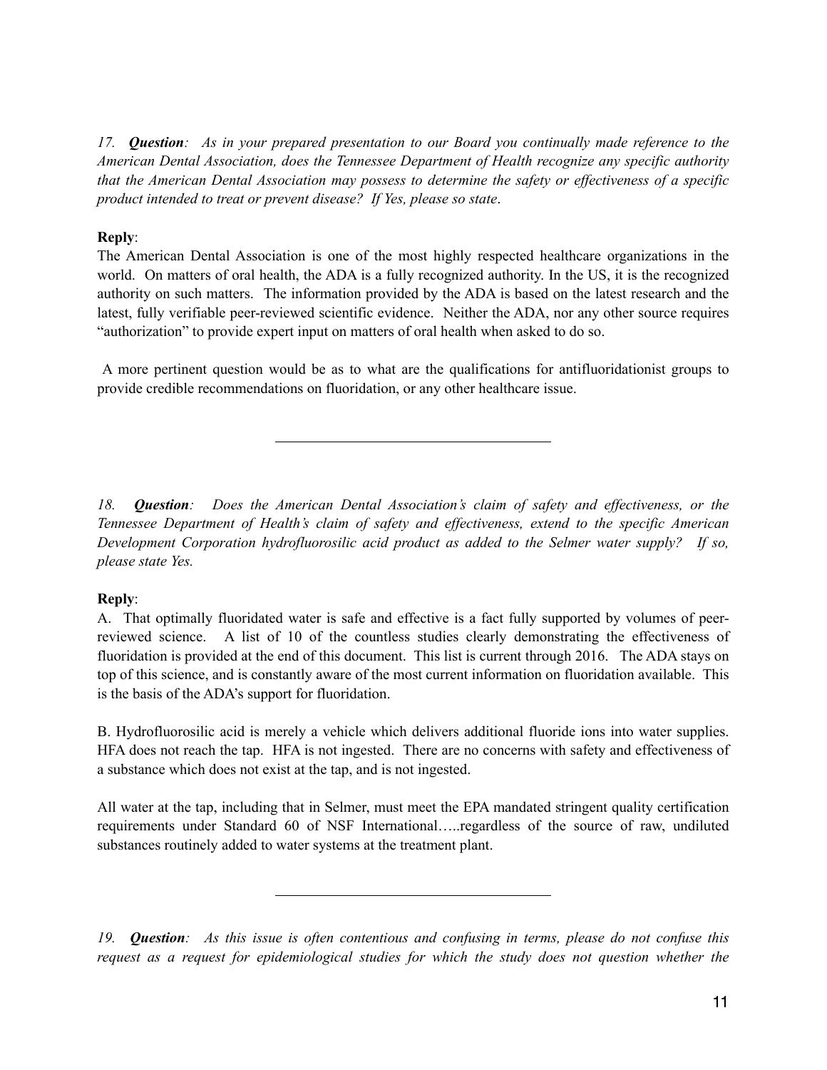*17. **Question**: As in your prepared presentation to our Board you continually made reference to the American Dental Association, does the Tennessee Department of Health recognize any specific authority that the American Dental Association may possess to determine the safety or effectiveness of a specific product intended to treat or prevent disease? If Yes, please so state.*

**Reply**:
The American Dental Association is one of the most highly respected healthcare organizations in the world. On matters of oral health, the ADA is a fully recognized authority. In the US, it is the recognized authority on such matters. The information provided by the ADA is based on the latest research and the latest, fully verifiable peer-reviewed scientific evidence. Neither the ADA, nor any other source requires "authorization" to provide expert input on matters of oral health when asked to do so.

A more pertinent question would be as to what are the qualifications for antifluoridationist groups to provide credible recommendations on fluoridation, or any other healthcare issue.

---

*18. **Question**: Does the American Dental Association's claim of safety and effectiveness, or the Tennessee Department of Health's claim of safety and effectiveness, extend to the specific American Development Corporation hydrofluorosilic acid product as added to the Selmer water supply? If so, please state Yes.*

**Reply**:
A. That optimally fluoridated water is safe and effective is a fact fully supported by volumes of peer-reviewed science. A list of 10 of the countless studies clearly demonstrating the effectiveness of fluoridation is provided at the end of this document. This list is current through 2016. The ADA stays on top of this science, and is constantly aware of the most current information on fluoridation available. This is the basis of the ADA's support for fluoridation.

B. Hydrofluorosilic acid is merely a vehicle which delivers additional fluoride ions into water supplies. HFA does not reach the tap. HFA is not ingested. There are no concerns with safety and effectiveness of a substance which does not exist at the tap, and is not ingested.

All water at the tap, including that in Selmer, must meet the EPA mandated stringent quality certification requirements under Standard 60 of NSF International…..regardless of the source of raw, undiluted substances routinely added to water systems at the treatment plant.

---

*19. **Question**: As this issue is often contentious and confusing in terms, please do not confuse this request as a request for epidemiological studies for which the study does not question whether the*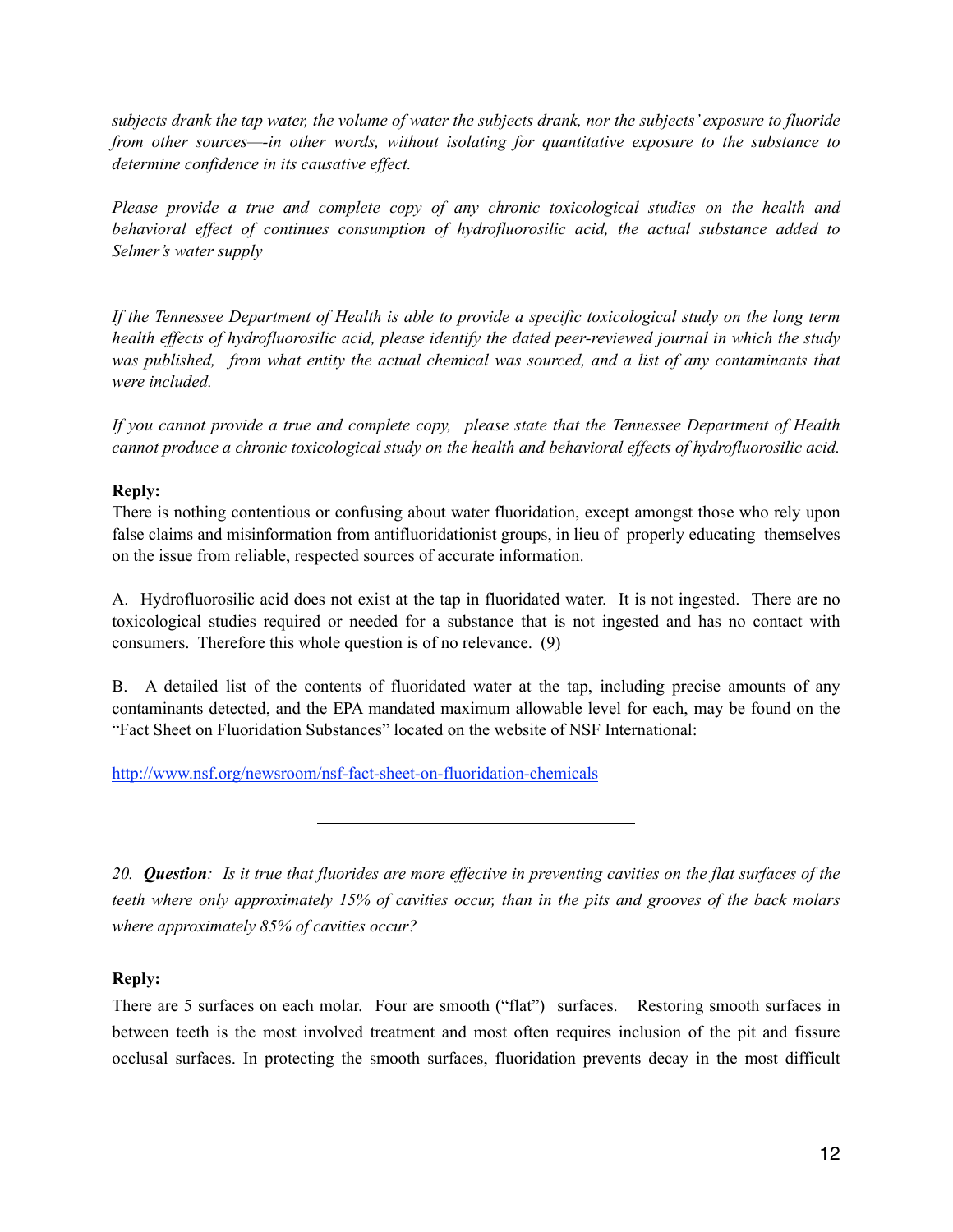*subjects drank the tap water, the volume of water the subjects drank, nor the subjects' exposure to fluoride from other sources—-in other words, without isolating for quantitative exposure to the substance to determine confidence in its causative effect.*

*Please provide a true and complete copy of any chronic toxicological studies on the health and behavioral effect of continues consumption of hydrofluorosilic acid, the actual substance added to Selmer's water supply*

*If the Tennessee Department of Health is able to provide a specific toxicological study on the long term health effects of hydrofluorosilic acid, please identify the dated peer-reviewed journal in which the study was published, from what entity the actual chemical was sourced, and a list of any contaminants that were included.*

*If you cannot provide a true and complete copy, please state that the Tennessee Department of Health cannot produce a chronic toxicological study on the health and behavioral effects of hydrofluorosilic acid.*

**Reply:**

There is nothing contentious or confusing about water fluoridation, except amongst those who rely upon false claims and misinformation from antifluoridationist groups, in lieu of properly educating themselves on the issue from reliable, respected sources of accurate information.

A. Hydrofluorosilic acid does not exist at the tap in fluoridated water. It is not ingested. There are no toxicological studies required or needed for a substance that is not ingested and has no contact with consumers. Therefore this whole question is of no relevance. (9)

B. A detailed list of the contents of fluoridated water at the tap, including precise amounts of any contaminants detected, and the EPA mandated maximum allowable level for each, may be found on the "Fact Sheet on Fluoridation Substances" located on the website of NSF International:

http://www.nsf.org/newsroom/nsf-fact-sheet-on-fluoridation-chemicals

---

20. ***Question***: *Is it true that fluorides are more effective in preventing cavities on the flat surfaces of the teeth where only approximately 15% of cavities occur, than in the pits and grooves of the back molars where approximately 85% of cavities occur?*

**Reply:**

There are 5 surfaces on each molar. Four are smooth ("flat") surfaces. Restoring smooth surfaces in between teeth is the most involved treatment and most often requires inclusion of the pit and fissure occlusal surfaces. In protecting the smooth surfaces, fluoridation prevents decay in the most difficult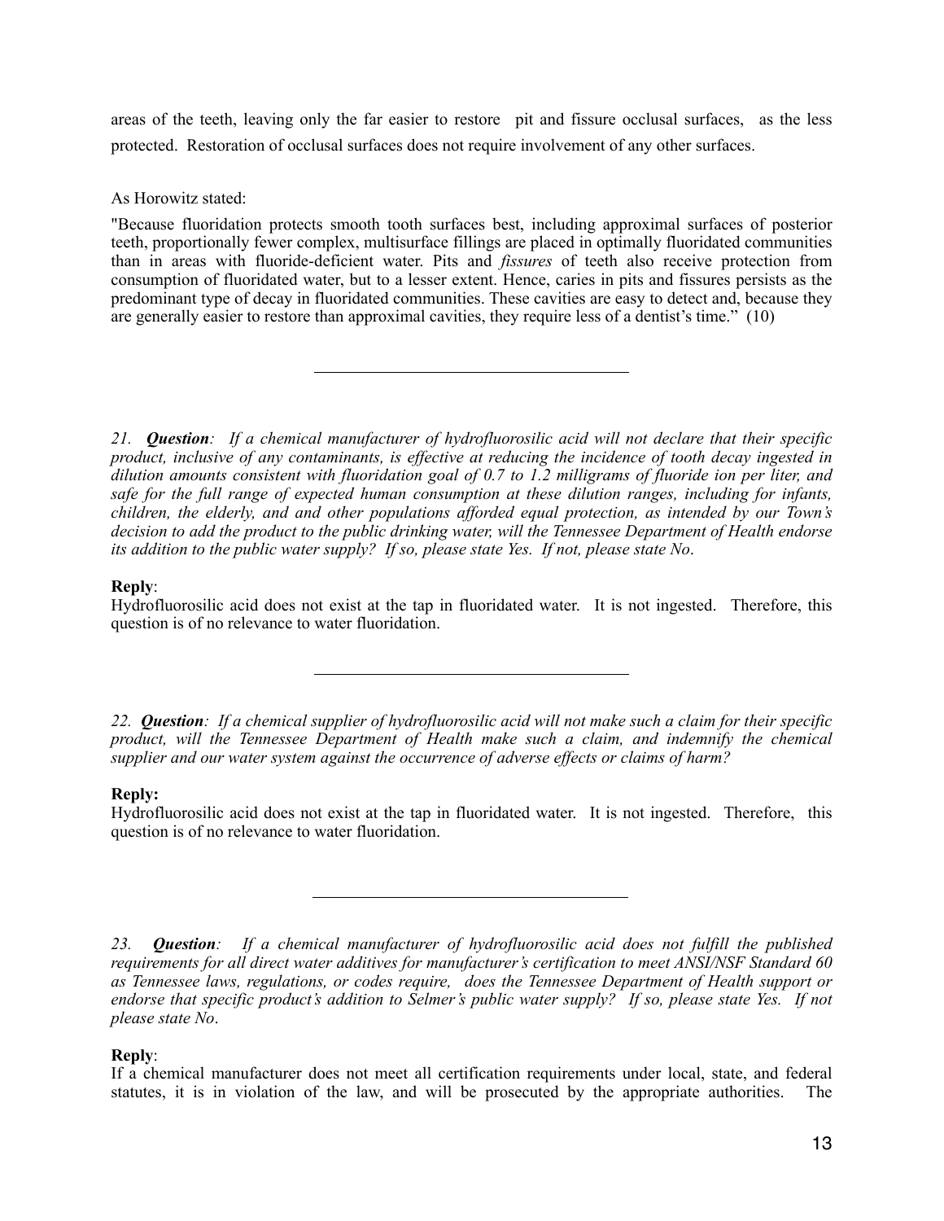areas of the teeth, leaving only the far easier to restore pit and fissure occlusal surfaces, as the less protected. Restoration of occlusal surfaces does not require involvement of any other surfaces.

As Horowitz stated:

"Because fluoridation protects smooth tooth surfaces best, including approximal surfaces of posterior teeth, proportionally fewer complex, multisurface fillings are placed in optimally fluoridated communities than in areas with fluoride-deficient water. Pits and *fissures* of teeth also receive protection from consumption of fluoridated water, but to a lesser extent. Hence, caries in pits and fissures persists as the predominant type of decay in fluoridated communities. These cavities are easy to detect and, because they are generally easier to restore than approximal cavities, they require less of a dentist's time." (10)

---

*21. **Question**: If a chemical manufacturer of hydrofluorosilic acid will not declare that their specific product, inclusive of any contaminants, is effective at reducing the incidence of tooth decay ingested in dilution amounts consistent with fluoridation goal of 0.7 to 1.2 milligrams of fluoride ion per liter, and safe for the full range of expected human consumption at these dilution ranges, including for infants, children, the elderly, and and other populations afforded equal protection, as intended by our Town's decision to add the product to the public drinking water, will the Tennessee Department of Health endorse its addition to the public water supply? If so, please state Yes. If not, please state No.*

**Reply**:
Hydrofluorosilic acid does not exist at the tap in fluoridated water. It is not ingested. Therefore, this question is of no relevance to water fluoridation.

---

*22. **Question**: If a chemical supplier of hydrofluorosilic acid will not make such a claim for their specific product, will the Tennessee Department of Health make such a claim, and indemnify the chemical supplier and our water system against the occurrence of adverse effects or claims of harm?*

**Reply:**
Hydrofluorosilic acid does not exist at the tap in fluoridated water. It is not ingested. Therefore, this question is of no relevance to water fluoridation.

---

*23. **Question**: If a chemical manufacturer of hydrofluorosilic acid does not fulfill the published requirements for all direct water additives for manufacturer's certification to meet ANSI/NSF Standard 60 as Tennessee laws, regulations, or codes require, does the Tennessee Department of Health support or endorse that specific product's addition to Selmer's public water supply? If so, please state Yes. If not please state No.*

**Reply**:
If a chemical manufacturer does not meet all certification requirements under local, state, and federal statutes, it is in violation of the law, and will be prosecuted by the appropriate authorities. The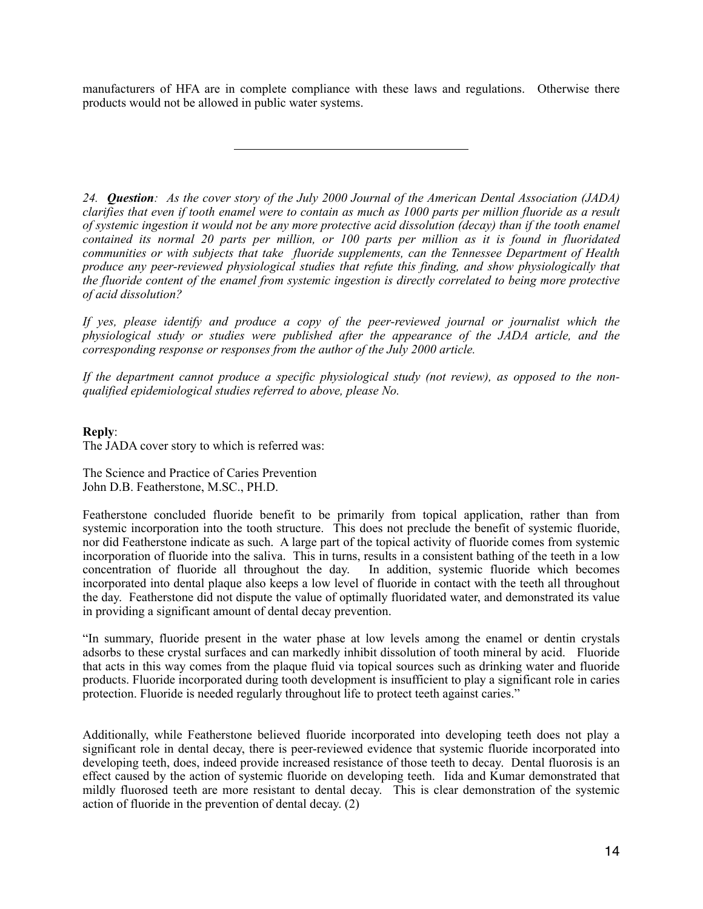manufacturers of HFA are in complete compliance with these laws and regulations. Otherwise there products would not be allowed in public water systems.

---

*24. **Question**: As the cover story of the July 2000 Journal of the American Dental Association (JADA) clarifies that even if tooth enamel were to contain as much as 1000 parts per million fluoride as a result of systemic ingestion it would not be any more protective acid dissolution (decay) than if the tooth enamel contained its normal 20 parts per million, or 100 parts per million as it is found in fluoridated communities or with subjects that take fluoride supplements, can the Tennessee Department of Health produce any peer-reviewed physiological studies that refute this finding, and show physiologically that the fluoride content of the enamel from systemic ingestion is directly correlated to being more protective of acid dissolution?*

*If yes, please identify and produce a copy of the peer-reviewed journal or journalist which the physiological study or studies were published after the appearance of the JADA article, and the corresponding response or responses from the author of the July 2000 article.*

*If the department cannot produce a specific physiological study (not review), as opposed to the non-qualified epidemiological studies referred to above, please No.*

**Reply**:
The JADA cover story to which is referred was:

The Science and Practice of Caries Prevention
John D.B. Featherstone, M.SC., PH.D.

Featherstone concluded fluoride benefit to be primarily from topical application, rather than from systemic incorporation into the tooth structure. This does not preclude the benefit of systemic fluoride, nor did Featherstone indicate as such. A large part of the topical activity of fluoride comes from systemic incorporation of fluoride into the saliva. This in turns, results in a consistent bathing of the teeth in a low concentration of fluoride all throughout the day. In addition, systemic fluoride which becomes incorporated into dental plaque also keeps a low level of fluoride in contact with the teeth all throughout the day. Featherstone did not dispute the value of optimally fluoridated water, and demonstrated its value in providing a significant amount of dental decay prevention.

"In summary, fluoride present in the water phase at low levels among the enamel or dentin crystals adsorbs to these crystal surfaces and can markedly inhibit dissolution of tooth mineral by acid. Fluoride that acts in this way comes from the plaque fluid via topical sources such as drinking water and fluoride products. Fluoride incorporated during tooth development is insufficient to play a significant role in caries protection. Fluoride is needed regularly throughout life to protect teeth against caries."

Additionally, while Featherstone believed fluoride incorporated into developing teeth does not play a significant role in dental decay, there is peer-reviewed evidence that systemic fluoride incorporated into developing teeth, does, indeed provide increased resistance of those teeth to decay. Dental fluorosis is an effect caused by the action of systemic fluoride on developing teeth. Iida and Kumar demonstrated that mildly fluorosed teeth are more resistant to dental decay. This is clear demonstration of the systemic action of fluoride in the prevention of dental decay. (2)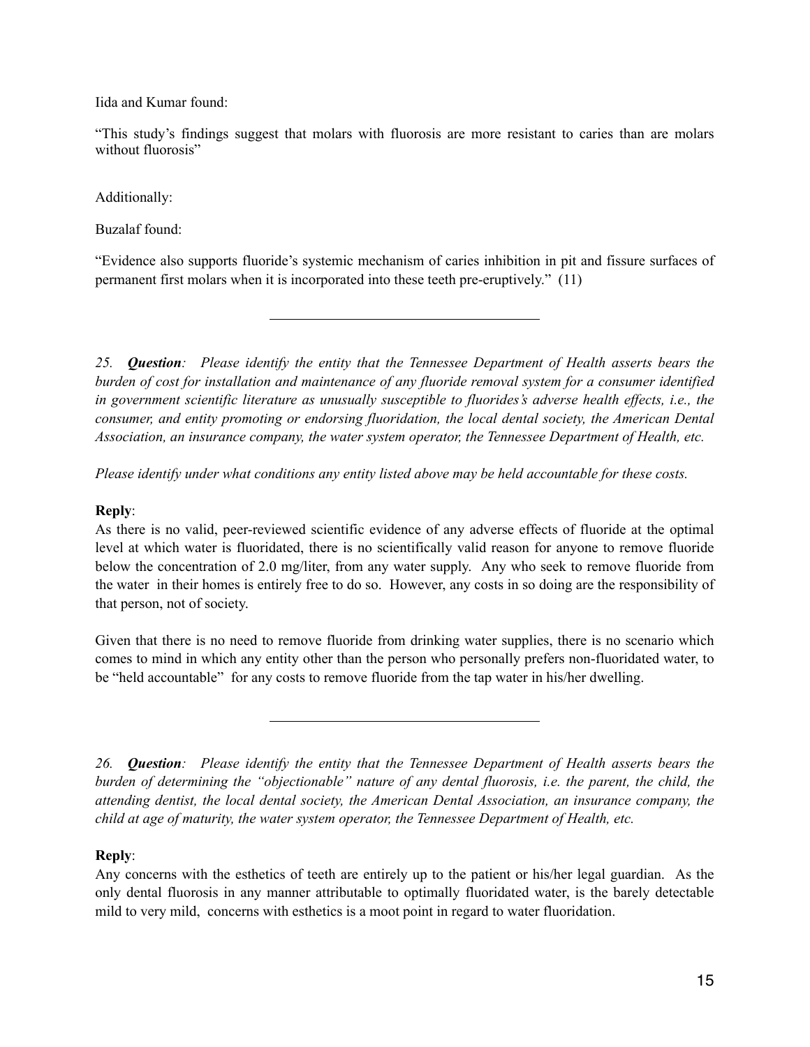Iida and Kumar found:

"This study's findings suggest that molars with fluorosis are more resistant to caries than are molars without fluorosis"

Additionally:

Buzalaf found:

"Evidence also supports fluoride's systemic mechanism of caries inhibition in pit and fissure surfaces of permanent first molars when it is incorporated into these teeth pre-eruptively." (11)

---

*25.* ***Question****: Please identify the entity that the Tennessee Department of Health asserts bears the burden of cost for installation and maintenance of any fluoride removal system for a consumer identified in government scientific literature as unusually susceptible to fluorides's adverse health effects, i.e., the consumer, and entity promoting or endorsing fluoridation, the local dental society, the American Dental Association, an insurance company, the water system operator, the Tennessee Department of Health, etc.*

*Please identify under what conditions any entity listed above may be held accountable for these costs.*

**Reply**:
As there is no valid, peer-reviewed scientific evidence of any adverse effects of fluoride at the optimal level at which water is fluoridated, there is no scientifically valid reason for anyone to remove fluoride below the concentration of 2.0 mg/liter, from any water supply. Any who seek to remove fluoride from the water in their homes is entirely free to do so. However, any costs in so doing are the responsibility of that person, not of society.

Given that there is no need to remove fluoride from drinking water supplies, there is no scenario which comes to mind in which any entity other than the person who personally prefers non-fluoridated water, to be "held accountable" for any costs to remove fluoride from the tap water in his/her dwelling.

---

*26.* ***Question****: Please identify the entity that the Tennessee Department of Health asserts bears the burden of determining the "objectionable" nature of any dental fluorosis, i.e. the parent, the child, the attending dentist, the local dental society, the American Dental Association, an insurance company, the child at age of maturity, the water system operator, the Tennessee Department of Health, etc.*

**Reply**:
Any concerns with the esthetics of teeth are entirely up to the patient or his/her legal guardian. As the only dental fluorosis in any manner attributable to optimally fluoridated water, is the barely detectable mild to very mild, concerns with esthetics is a moot point in regard to water fluoridation.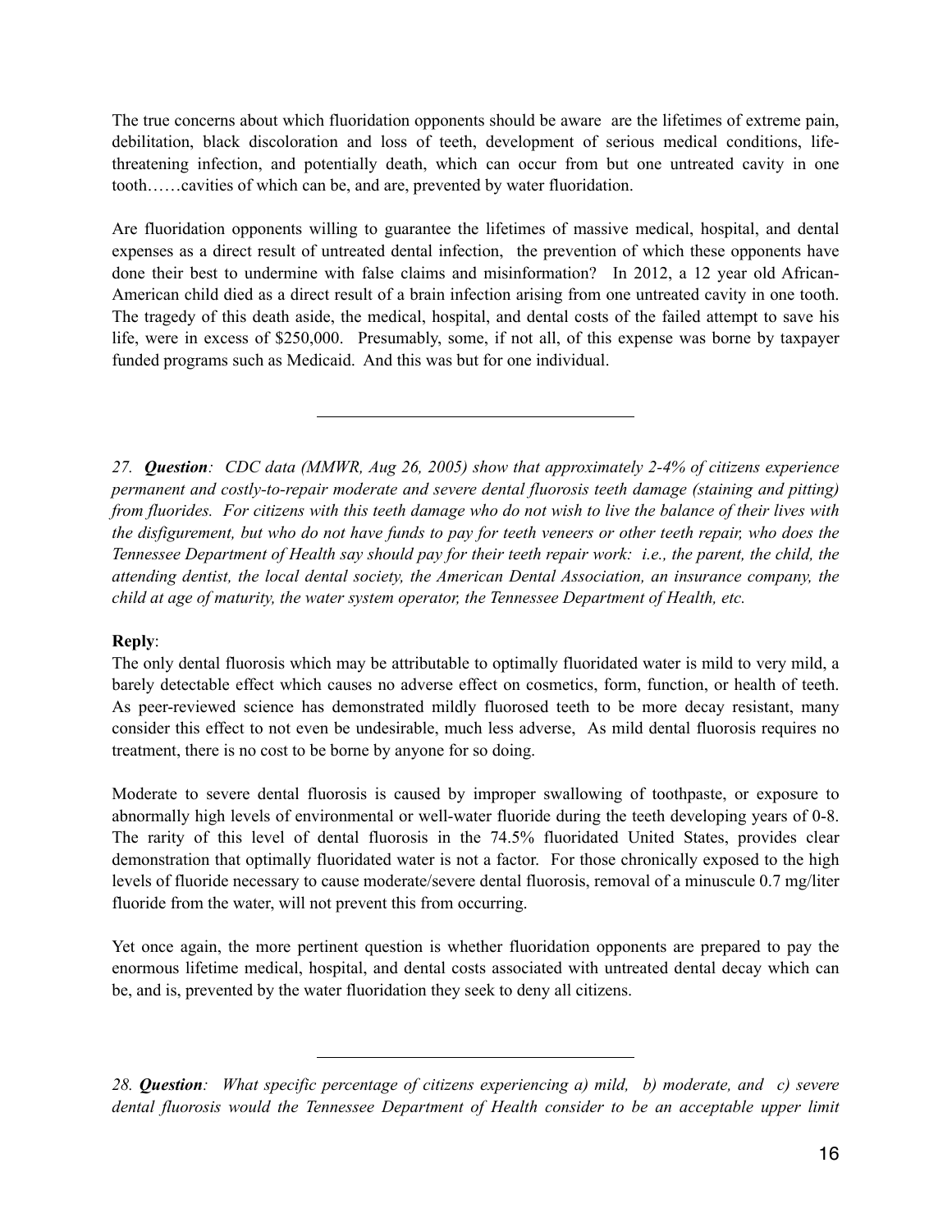The true concerns about which fluoridation opponents should be aware  are the lifetimes of extreme pain, debilitation, black discoloration and loss of teeth, development of serious medical conditions, life-threatening infection, and potentially death, which can occur from but one untreated cavity in one tooth……cavities of which can be, and are, prevented by water fluoridation.

Are fluoridation opponents willing to guarantee the lifetimes of massive medical, hospital, and dental expenses as a direct result of untreated dental infection,  the prevention of which these opponents have done their best to undermine with false claims and misinformation?  In 2012, a 12 year old African-American child died as a direct result of a brain infection arising from one untreated cavity in one tooth. The tragedy of this death aside, the medical, hospital, and dental costs of the failed attempt to save his life, were in excess of $250,000.  Presumably, some, if not all, of this expense was borne by taxpayer funded programs such as Medicaid.  And this was but for one individual.

---

*27.* ***Question****:  CDC data (MMWR, Aug 26, 2005) show that approximately 2-4% of citizens experience permanent and costly-to-repair moderate and severe dental fluorosis teeth damage (staining and pitting) from fluorides.  For citizens with this teeth damage who do not wish to live the balance of their lives with the disfigurement, but who do not have funds to pay for teeth veneers or other teeth repair, who does the Tennessee Department of Health say should pay for their teeth repair work:  i.e., the parent, the child, the attending dentist, the local dental society, the American Dental Association, an insurance company, the child at age of maturity, the water system operator, the Tennessee Department of Health, etc.*

**Reply**:
The only dental fluorosis which may be attributable to optimally fluoridated water is mild to very mild, a barely detectable effect which causes no adverse effect on cosmetics, form, function, or health of teeth.  As peer-reviewed science has demonstrated mildly fluorosed teeth to be more decay resistant, many consider this effect to not even be undesirable, much less adverse,  As mild dental fluorosis requires no treatment, there is no cost to be borne by anyone for so doing.

Moderate to severe dental fluorosis is caused by improper swallowing of toothpaste, or exposure to abnormally high levels of environmental or well-water fluoride during the teeth developing years of 0-8. The rarity of this level of dental fluorosis in the 74.5% fluoridated United States, provides clear demonstration that optimally fluoridated water is not a factor.  For those chronically exposed to the high levels of fluoride necessary to cause moderate/severe dental fluorosis, removal of a minuscule 0.7 mg/liter fluoride from the water, will not prevent this from occurring.

Yet once again, the more pertinent question is whether fluoridation opponents are prepared to pay the enormous lifetime medical, hospital, and dental costs associated with untreated dental decay which can be, and is, prevented by the water fluoridation they seek to deny all citizens.

---

*28.* ***Question****:  What specific percentage of citizens experiencing a) mild,  b) moderate, and  c) severe dental fluorosis would the Tennessee Department of Health consider to be an acceptable upper limit*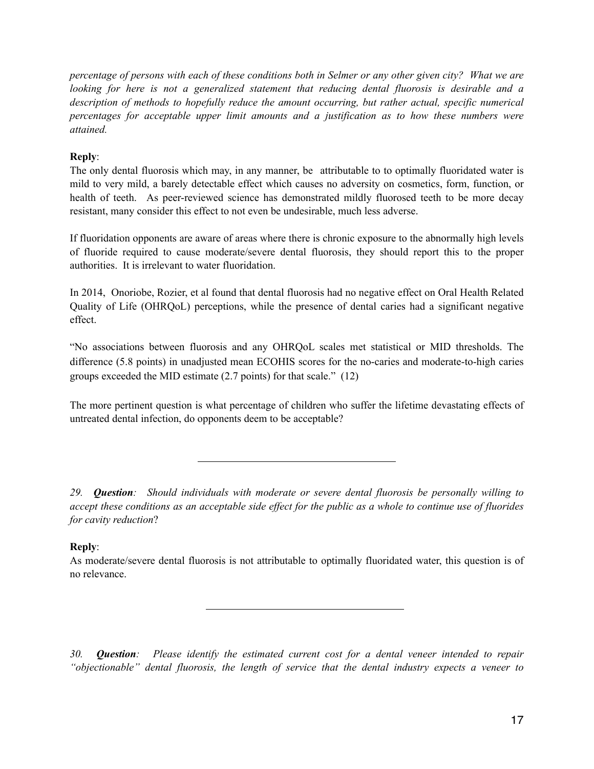*percentage of persons with each of these conditions both in Selmer or any other given city? What we are looking for here is not a generalized statement that reducing dental fluorosis is desirable and a description of methods to hopefully reduce the amount occurring, but rather actual, specific numerical percentages for acceptable upper limit amounts and a justification as to how these numbers were attained.*

**Reply**:
The only dental fluorosis which may, in any manner, be attributable to to optimally fluoridated water is mild to very mild, a barely detectable effect which causes no adversity on cosmetics, form, function, or health of teeth. As peer-reviewed science has demonstrated mildly fluorosed teeth to be more decay resistant, many consider this effect to not even be undesirable, much less adverse.

If fluoridation opponents are aware of areas where there is chronic exposure to the abnormally high levels of fluoride required to cause moderate/severe dental fluorosis, they should report this to the proper authorities. It is irrelevant to water fluoridation.

In 2014, Onoriobe, Rozier, et al found that dental fluorosis had no negative effect on Oral Health Related Quality of Life (OHRQoL) perceptions, while the presence of dental caries had a significant negative effect.

"No associations between fluorosis and any OHRQoL scales met statistical or MID thresholds. The difference (5.8 points) in unadjusted mean ECOHIS scores for the no-caries and moderate-to-high caries groups exceeded the MID estimate (2.7 points) for that scale." (12)

The more pertinent question is what percentage of children who suffer the lifetime devastating effects of untreated dental infection, do opponents deem to be acceptable?

---

*29.* ***Question****: Should individuals with moderate or severe dental fluorosis be personally willing to accept these conditions as an acceptable side effect for the public as a whole to continue use of fluorides for cavity reduction*?

**Reply**:
As moderate/severe dental fluorosis is not attributable to optimally fluoridated water, this question is of no relevance.

---

*30.* ***Question****: Please identify the estimated current cost for a dental veneer intended to repair "objectionable" dental fluorosis, the length of service that the dental industry expects a veneer to*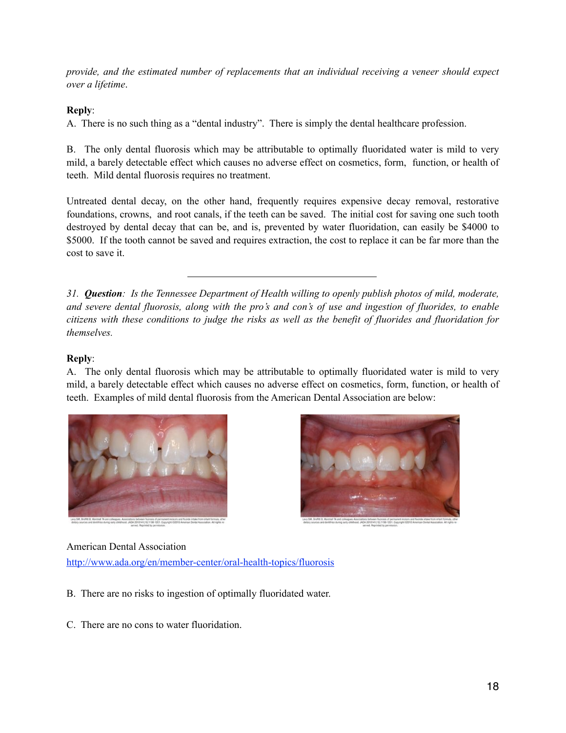*provide, and the estimated number of replacements that an individual receiving a veneer should expect over a lifetime.*

**Reply**:

A. There is no such thing as a "dental industry". There is simply the dental healthcare profession.

B. The only dental fluorosis which may be attributable to optimally fluoridated water is mild to very mild, a barely detectable effect which causes no adverse effect on cosmetics, form, function, or health of teeth. Mild dental fluorosis requires no treatment.

Untreated dental decay, on the other hand, frequently requires expensive decay removal, restorative foundations, crowns, and root canals, if the teeth can be saved. The initial cost for saving one such tooth destroyed by dental decay that can be, and is, prevented by water fluoridation, can easily be $4000 to $5000. If the tooth cannot be saved and requires extraction, the cost to replace it can be far more than the cost to save it.

---

*31.* ***Question****: Is the Tennessee Department of Health willing to openly publish photos of mild, moderate, and severe dental fluorosis, along with the pro's and con's of use and ingestion of fluorides, to enable citizens with these conditions to judge the risks as well as the benefit of fluorides and fluoridation for themselves.*

**Reply**:

A. The only dental fluorosis which may be attributable to optimally fluoridated water is mild to very mild, a barely detectable effect which causes no adverse effect on cosmetics, form, function, or health of teeth. Examples of mild dental fluorosis from the American Dental Association are below:

American Dental Association

http://www.ada.org/en/member-center/oral-health-topics/fluorosis

B. There are no risks to ingestion of optimally fluoridated water.

C. There are no cons to water fluoridation.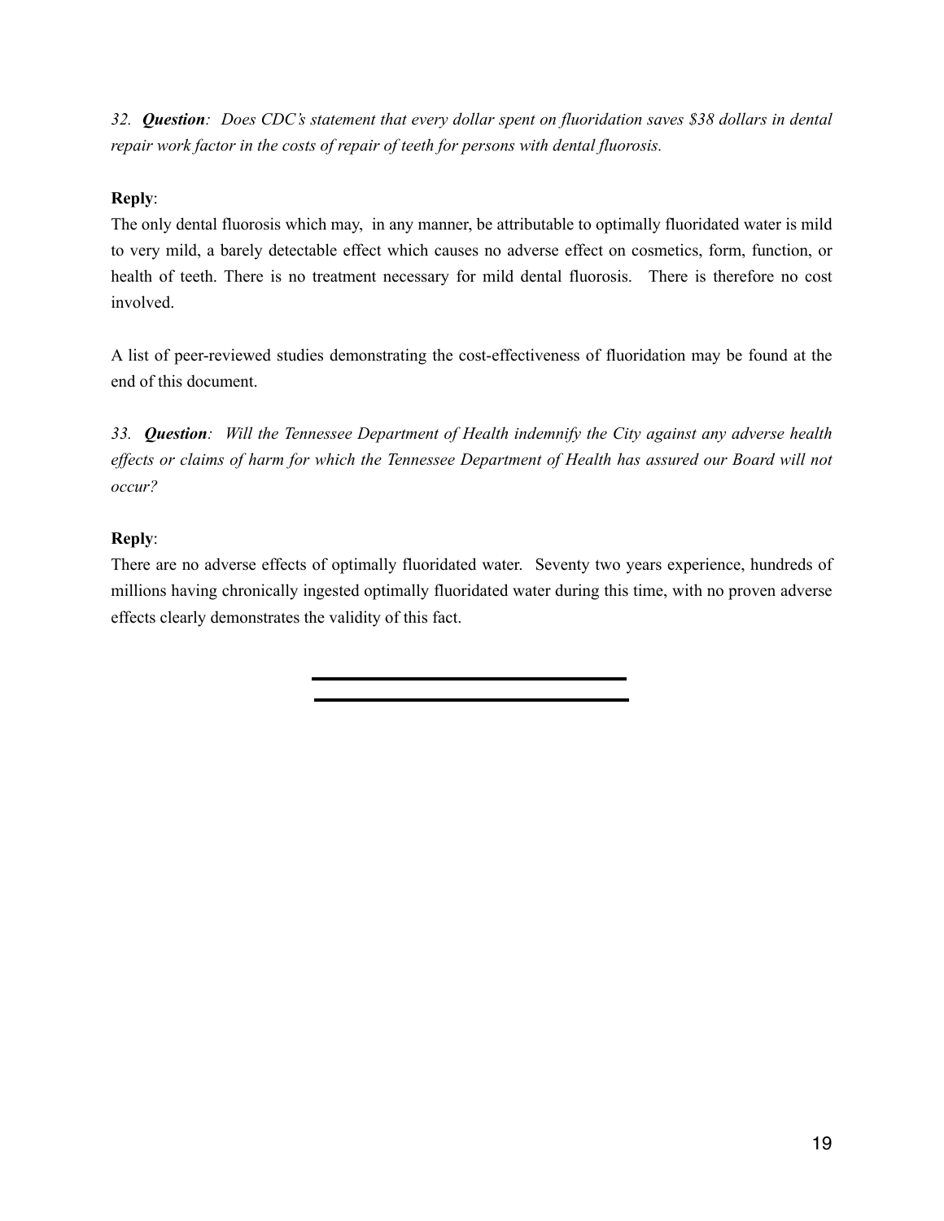*32. **Question**: Does CDC's statement that every dollar spent on fluoridation saves $38 dollars in dental repair work factor in the costs of repair of teeth for persons with dental fluorosis.*

**Reply**:

The only dental fluorosis which may, in any manner, be attributable to optimally fluoridated water is mild to very mild, a barely detectable effect which causes no adverse effect on cosmetics, form, function, or health of teeth. There is no treatment necessary for mild dental fluorosis. There is therefore no cost involved.

A list of peer-reviewed studies demonstrating the cost-effectiveness of fluoridation may be found at the end of this document.

*33. **Question**: Will the Tennessee Department of Health indemnify the City against any adverse health effects or claims of harm for which the Tennessee Department of Health has assured our Board will not occur?*

**Reply**:

There are no adverse effects of optimally fluoridated water. Seventy two years experience, hundreds of millions having chronically ingested optimally fluoridated water during this time, with no proven adverse effects clearly demonstrates the validity of this fact.

---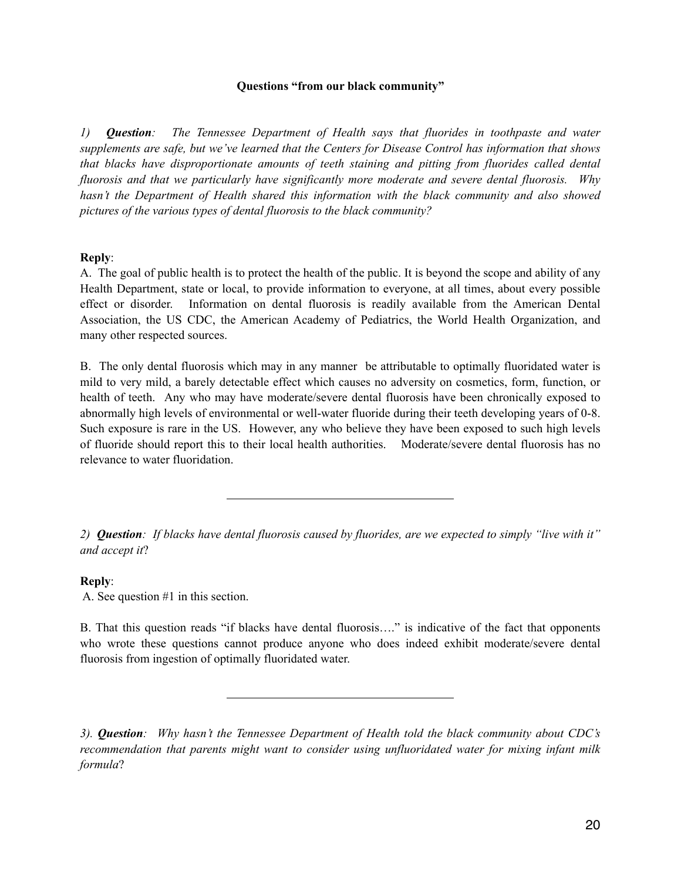**Questions "from our black community"**

*1)* ***Question****: The Tennessee Department of Health says that fluorides in toothpaste and water supplements are safe, but we've learned that the Centers for Disease Control has information that shows that blacks have disproportionate amounts of teeth staining and pitting from fluorides called dental fluorosis and that we particularly have significantly more moderate and severe dental fluorosis. Why hasn't the Department of Health shared this information with the black community and also showed pictures of the various types of dental fluorosis to the black community?*

**Reply**:

A. The goal of public health is to protect the health of the public. It is beyond the scope and ability of any Health Department, state or local, to provide information to everyone, at all times, about every possible effect or disorder. Information on dental fluorosis is readily available from the American Dental Association, the US CDC, the American Academy of Pediatrics, the World Health Organization, and many other respected sources.

B. The only dental fluorosis which may in any manner be attributable to optimally fluoridated water is mild to very mild, a barely detectable effect which causes no adversity on cosmetics, form, function, or health of teeth. Any who may have moderate/severe dental fluorosis have been chronically exposed to abnormally high levels of environmental or well-water fluoride during their teeth developing years of 0-8. Such exposure is rare in the US. However, any who believe they have been exposed to such high levels of fluoride should report this to their local health authorities. Moderate/severe dental fluorosis has no relevance to water fluoridation.

---

*2)* ***Question****: If blacks have dental fluorosis caused by fluorides, are we expected to simply "live with it" and accept it*?

**Reply**:

A. See question #1 in this section.

B. That this question reads "if blacks have dental fluorosis…." is indicative of the fact that opponents who wrote these questions cannot produce anyone who does indeed exhibit moderate/severe dental fluorosis from ingestion of optimally fluoridated water.

---

*3).* ***Question****: Why hasn't the Tennessee Department of Health told the black community about CDC's recommendation that parents might want to consider using unfluoridated water for mixing infant milk formula*?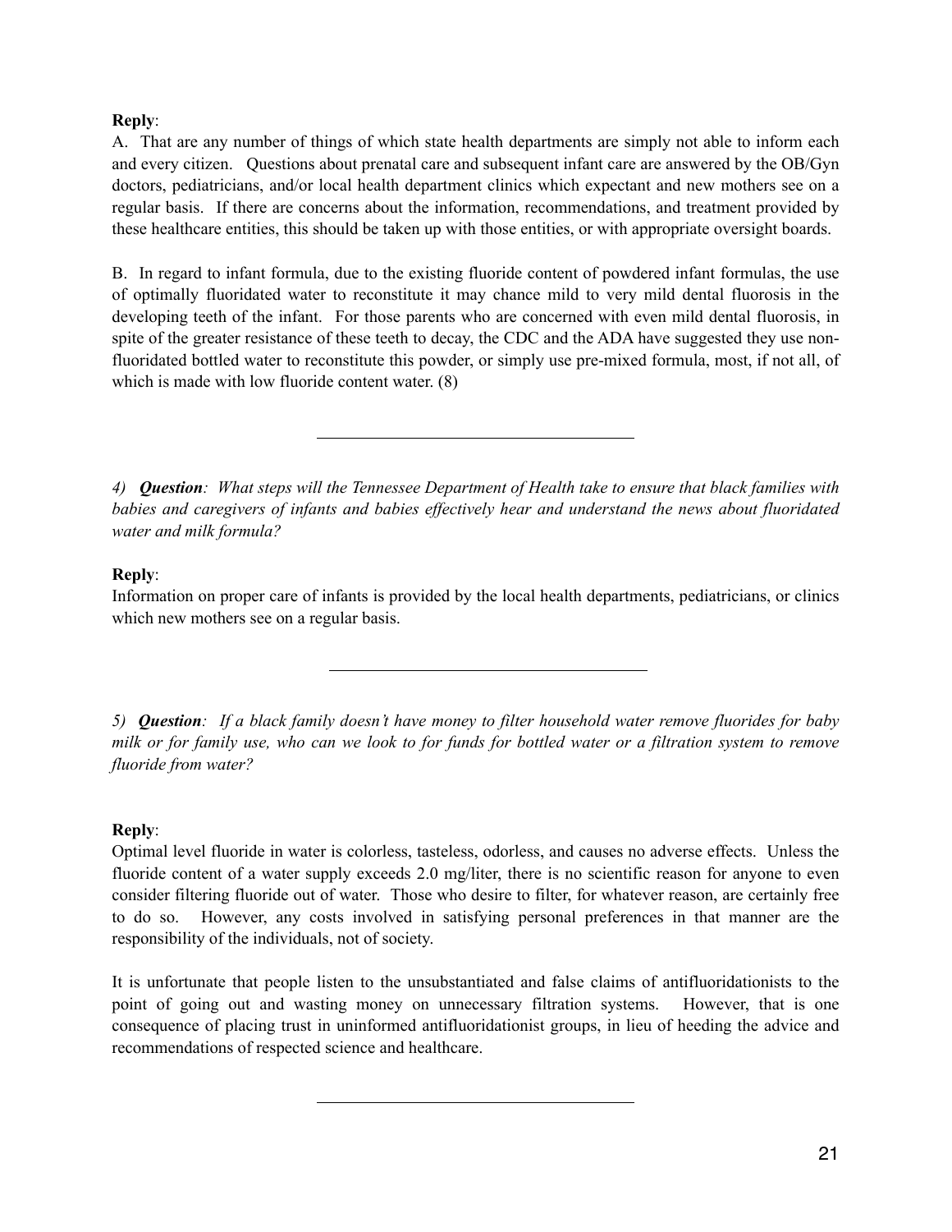**Reply**:

A. That are any number of things of which state health departments are simply not able to inform each and every citizen. Questions about prenatal care and subsequent infant care are answered by the OB/Gyn doctors, pediatricians, and/or local health department clinics which expectant and new mothers see on a regular basis. If there are concerns about the information, recommendations, and treatment provided by these healthcare entities, this should be taken up with those entities, or with appropriate oversight boards.

B. In regard to infant formula, due to the existing fluoride content of powdered infant formulas, the use of optimally fluoridated water to reconstitute it may chance mild to very mild dental fluorosis in the developing teeth of the infant. For those parents who are concerned with even mild dental fluorosis, in spite of the greater resistance of these teeth to decay, the CDC and the ADA have suggested they use non-fluoridated bottled water to reconstitute this powder, or simply use pre-mixed formula, most, if not all, of which is made with low fluoride content water. (8)

---

*4) **Question**: What steps will the Tennessee Department of Health take to ensure that black families with babies and caregivers of infants and babies effectively hear and understand the news about fluoridated water and milk formula?*

**Reply**:

Information on proper care of infants is provided by the local health departments, pediatricians, or clinics which new mothers see on a regular basis.

---

*5) **Question**: If a black family doesn't have money to filter household water remove fluorides for baby milk or for family use, who can we look to for funds for bottled water or a filtration system to remove fluoride from water?*

**Reply**:

Optimal level fluoride in water is colorless, tasteless, odorless, and causes no adverse effects. Unless the fluoride content of a water supply exceeds 2.0 mg/liter, there is no scientific reason for anyone to even consider filtering fluoride out of water. Those who desire to filter, for whatever reason, are certainly free to do so. However, any costs involved in satisfying personal preferences in that manner are the responsibility of the individuals, not of society.

It is unfortunate that people listen to the unsubstantiated and false claims of antifluoridationists to the point of going out and wasting money on unnecessary filtration systems. However, that is one consequence of placing trust in uninformed antifluoridationist groups, in lieu of heeding the advice and recommendations of respected science and healthcare.

---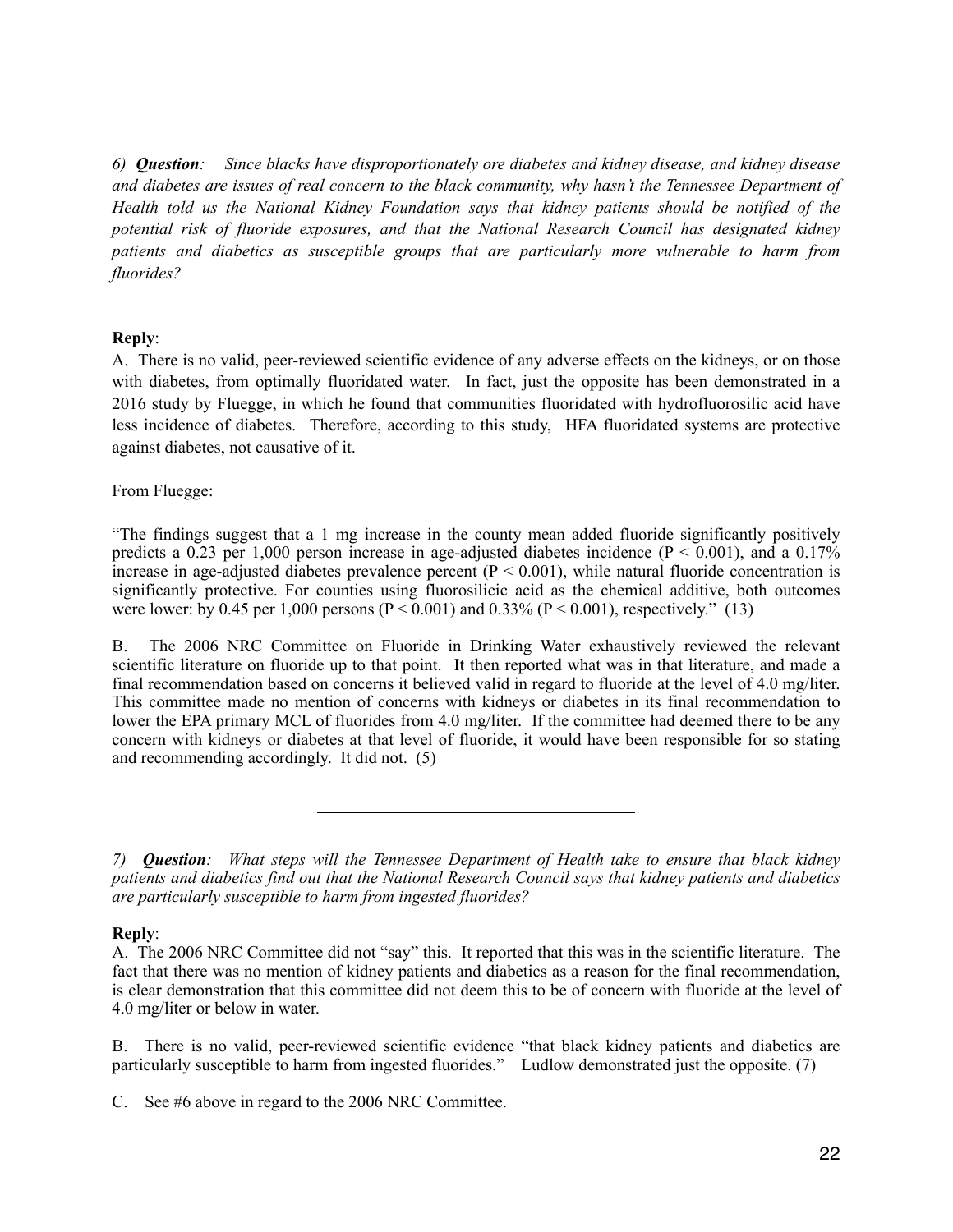*6) **Question**: Since blacks have disproportionately ore diabetes and kidney disease, and kidney disease and diabetes are issues of real concern to the black community, why hasn't the Tennessee Department of Health told us the National Kidney Foundation says that kidney patients should be notified of the potential risk of fluoride exposures, and that the National Research Council has designated kidney patients and diabetics as susceptible groups that are particularly more vulnerable to harm from fluorides?*

**Reply**:

A. There is no valid, peer-reviewed scientific evidence of any adverse effects on the kidneys, or on those with diabetes, from optimally fluoridated water. In fact, just the opposite has been demonstrated in a 2016 study by Fluegge, in which he found that communities fluoridated with hydrofluorosilic acid have less incidence of diabetes. Therefore, according to this study, HFA fluoridated systems are protective against diabetes, not causative of it.

From Fluegge:

"The findings suggest that a 1 mg increase in the county mean added fluoride significantly positively predicts a 0.23 per 1,000 person increase in age-adjusted diabetes incidence ($P < 0.001$), and a 0.17% increase in age-adjusted diabetes prevalence percent ($P < 0.001$), while natural fluoride concentration is significantly protective. For counties using fluorosilicic acid as the chemical additive, both outcomes were lower: by 0.45 per 1,000 persons ($P < 0.001$) and 0.33% ($P < 0.001$), respectively." (13)

B. The 2006 NRC Committee on Fluoride in Drinking Water exhaustively reviewed the relevant scientific literature on fluoride up to that point. It then reported what was in that literature, and made a final recommendation based on concerns it believed valid in regard to fluoride at the level of 4.0 mg/liter. This committee made no mention of concerns with kidneys or diabetes in its final recommendation to lower the EPA primary MCL of fluorides from 4.0 mg/liter. If the committee had deemed there to be any concern with kidneys or diabetes at that level of fluoride, it would have been responsible for so stating and recommending accordingly. It did not. (5)

---

*7) **Question**: What steps will the Tennessee Department of Health take to ensure that black kidney patients and diabetics find out that the National Research Council says that kidney patients and diabetics are particularly susceptible to harm from ingested fluorides?*

**Reply**:

A. The 2006 NRC Committee did not "say" this. It reported that this was in the scientific literature. The fact that there was no mention of kidney patients and diabetics as a reason for the final recommendation, is clear demonstration that this committee did not deem this to be of concern with fluoride at the level of 4.0 mg/liter or below in water.

B. There is no valid, peer-reviewed scientific evidence "that black kidney patients and diabetics are particularly susceptible to harm from ingested fluorides." Ludlow demonstrated just the opposite. (7)

C. See #6 above in regard to the 2006 NRC Committee.

---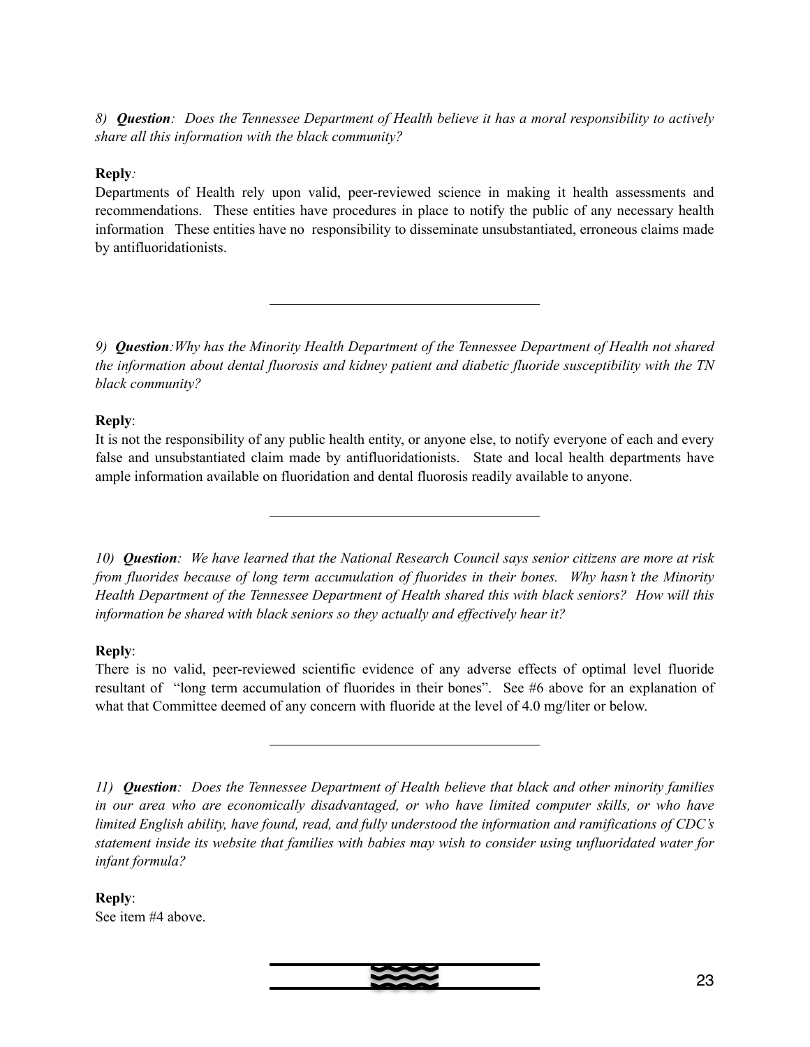*8) **Question**: Does the Tennessee Department of Health believe it has a moral responsibility to actively share all this information with the black community?*

**Reply***:*
Departments of Health rely upon valid, peer-reviewed science in making it health assessments and recommendations. These entities have procedures in place to notify the public of any necessary health information These entities have no responsibility to disseminate unsubstantiated, erroneous claims made by antifluoridationists.

---

*9) **Question**:Why has the Minority Health Department of the Tennessee Department of Health not shared the information about dental fluorosis and kidney patient and diabetic fluoride susceptibility with the TN black community?*

**Reply**:
It is not the responsibility of any public health entity, or anyone else, to notify everyone of each and every false and unsubstantiated claim made by antifluoridationists. State and local health departments have ample information available on fluoridation and dental fluorosis readily available to anyone.

---

*10) **Question**: We have learned that the National Research Council says senior citizens are more at risk from fluorides because of long term accumulation of fluorides in their bones. Why hasn't the Minority Health Department of the Tennessee Department of Health shared this with black seniors? How will this information be shared with black seniors so they actually and effectively hear it?*

**Reply**:
There is no valid, peer-reviewed scientific evidence of any adverse effects of optimal level fluoride resultant of "long term accumulation of fluorides in their bones". See #6 above for an explanation of what that Committee deemed of any concern with fluoride at the level of 4.0 mg/liter or below.

---

*11) **Question**: Does the Tennessee Department of Health believe that black and other minority families in our area who are economically disadvantaged, or who have limited computer skills, or who have limited English ability, have found, read, and fully understood the information and ramifications of CDC's statement inside its website that families with babies may wish to consider using unfluoridated water for infant formula?*

**Reply**:
See item #4 above.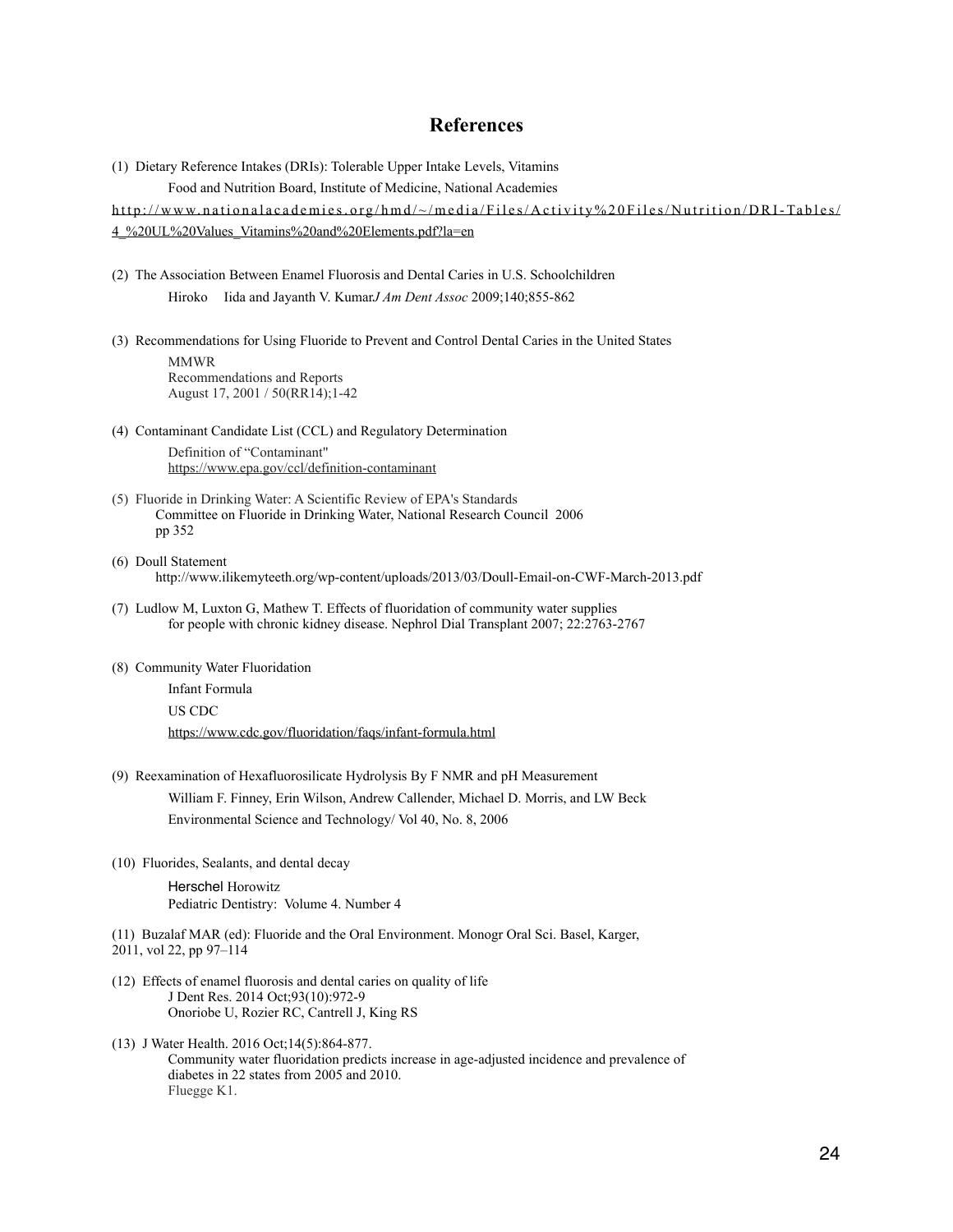# References

(1) Dietary Reference Intakes (DRIs): Tolerable Upper Intake Levels, Vitamins
Food and Nutrition Board, Institute of Medicine, National Academies
http://www.nationalacademies.org/hmd/~/media/Files/Activity%20Files/Nutrition/DRI-Tables/4_%20UL%20Values_Vitamins%20and%20Elements.pdf?la=en

(2) The Association Between Enamel Fluorosis and Dental Caries in U.S. Schoolchildren
Hiroko Iida and Jayanth V. Kumar.*J Am Dent Assoc* 2009;140;855-862

(3) Recommendations for Using Fluoride to Prevent and Control Dental Caries in the United States
MMWR
Recommendations and Reports
August 17, 2001 / 50(RR14);1-42

(4) Contaminant Candidate List (CCL) and Regulatory Determination
Definition of "Contaminant"
https://www.epa.gov/ccl/definition-contaminant

(5) Fluoride in Drinking Water: A Scientific Review of EPA's Standards
Committee on Fluoride in Drinking Water, National Research Council 2006
pp 352

(6) Doull Statement
http://www.ilikemyteeth.org/wp-content/uploads/2013/03/Doull-Email-on-CWF-March-2013.pdf

(7) Ludlow M, Luxton G, Mathew T. Effects of fluoridation of community water supplies for people with chronic kidney disease. Nephrol Dial Transplant 2007; 22:2763-2767

(8) Community Water Fluoridation
Infant Formula
US CDC
https://www.cdc.gov/fluoridation/faqs/infant-formula.html

(9) Reexamination of Hexafluorosilicate Hydrolysis By F NMR and pH Measurement
William F. Finney, Erin Wilson, Andrew Callender, Michael D. Morris, and LW Beck
Environmental Science and Technology/ Vol 40, No. 8, 2006

(10) Fluorides, Sealants, and dental decay
Herschel Horowitz
Pediatric Dentistry: Volume 4. Number 4

(11) Buzalaf MAR (ed): Fluoride and the Oral Environment. Monogr Oral Sci. Basel, Karger, 2011, vol 22, pp 97–114

(12) Effects of enamel fluorosis and dental caries on quality of life
J Dent Res. 2014 Oct;93(10):972-9
Onoriobe U, Rozier RC, Cantrell J, King RS

(13) J Water Health. 2016 Oct;14(5):864-877.
Community water fluoridation predicts increase in age-adjusted incidence and prevalence of diabetes in 22 states from 2005 and 2010.
Fluegge K1.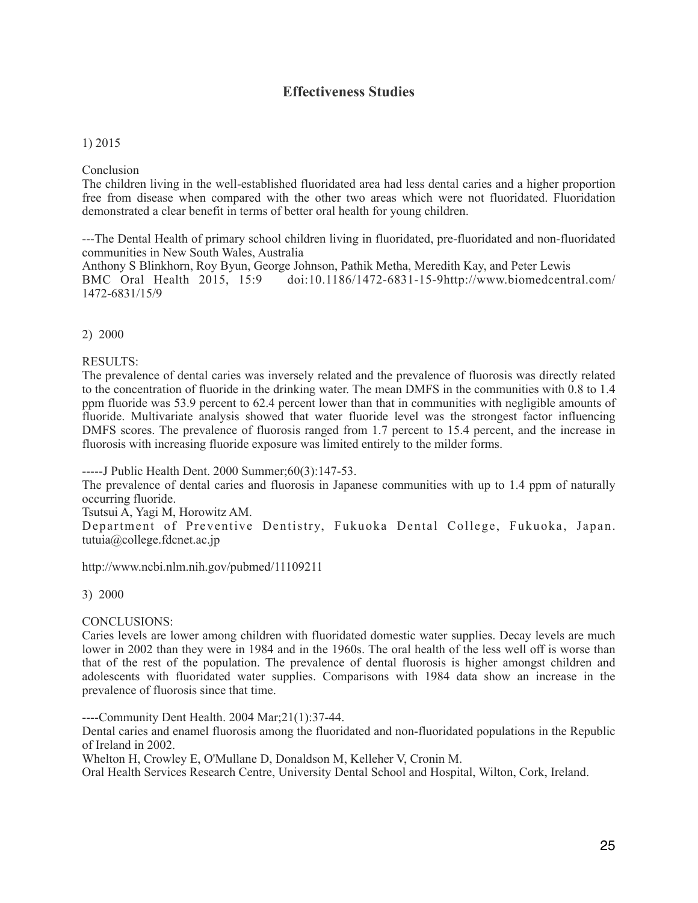## Effectiveness Studies

1) 2015

Conclusion
The children living in the well-established fluoridated area had less dental caries and a higher proportion free from disease when compared with the other two areas which were not fluoridated. Fluoridation demonstrated a clear benefit in terms of better oral health for young children.

---The Dental Health of primary school children living in fluoridated, pre-fluoridated and non-fluoridated communities in New South Wales, Australia
Anthony S Blinkhorn, Roy Byun, George Johnson, Pathik Metha, Meredith Kay, and Peter Lewis
BMC Oral Health 2015, 15:9 doi:10.1186/1472-6831-15-9http://www.biomedcentral.com/1472-6831/15/9

2) 2000

RESULTS:
The prevalence of dental caries was inversely related and the prevalence of fluorosis was directly related to the concentration of fluoride in the drinking water. The mean DMFS in the communities with 0.8 to 1.4 ppm fluoride was 53.9 percent to 62.4 percent lower than that in communities with negligible amounts of fluoride. Multivariate analysis showed that water fluoride level was the strongest factor influencing DMFS scores. The prevalence of fluorosis ranged from 1.7 percent to 15.4 percent, and the increase in fluorosis with increasing fluoride exposure was limited entirely to the milder forms.

-----J Public Health Dent. 2000 Summer;60(3):147-53.
The prevalence of dental caries and fluorosis in Japanese communities with up to 1.4 ppm of naturally occurring fluoride.
Tsutsui A, Yagi M, Horowitz AM.
Department of Preventive Dentistry, Fukuoka Dental College, Fukuoka, Japan. tutuia@college.fdcnet.ac.jp

http://www.ncbi.nlm.nih.gov/pubmed/11109211

3) 2000

CONCLUSIONS:
Caries levels are lower among children with fluoridated domestic water supplies. Decay levels are much lower in 2002 than they were in 1984 and in the 1960s. The oral health of the less well off is worse than that of the rest of the population. The prevalence of dental fluorosis is higher amongst children and adolescents with fluoridated water supplies. Comparisons with 1984 data show an increase in the prevalence of fluorosis since that time.

----Community Dent Health. 2004 Mar;21(1):37-44.
Dental caries and enamel fluorosis among the fluoridated and non-fluoridated populations in the Republic of Ireland in 2002.
Whelton H, Crowley E, O'Mullane D, Donaldson M, Kelleher V, Cronin M.
Oral Health Services Research Centre, University Dental School and Hospital, Wilton, Cork, Ireland.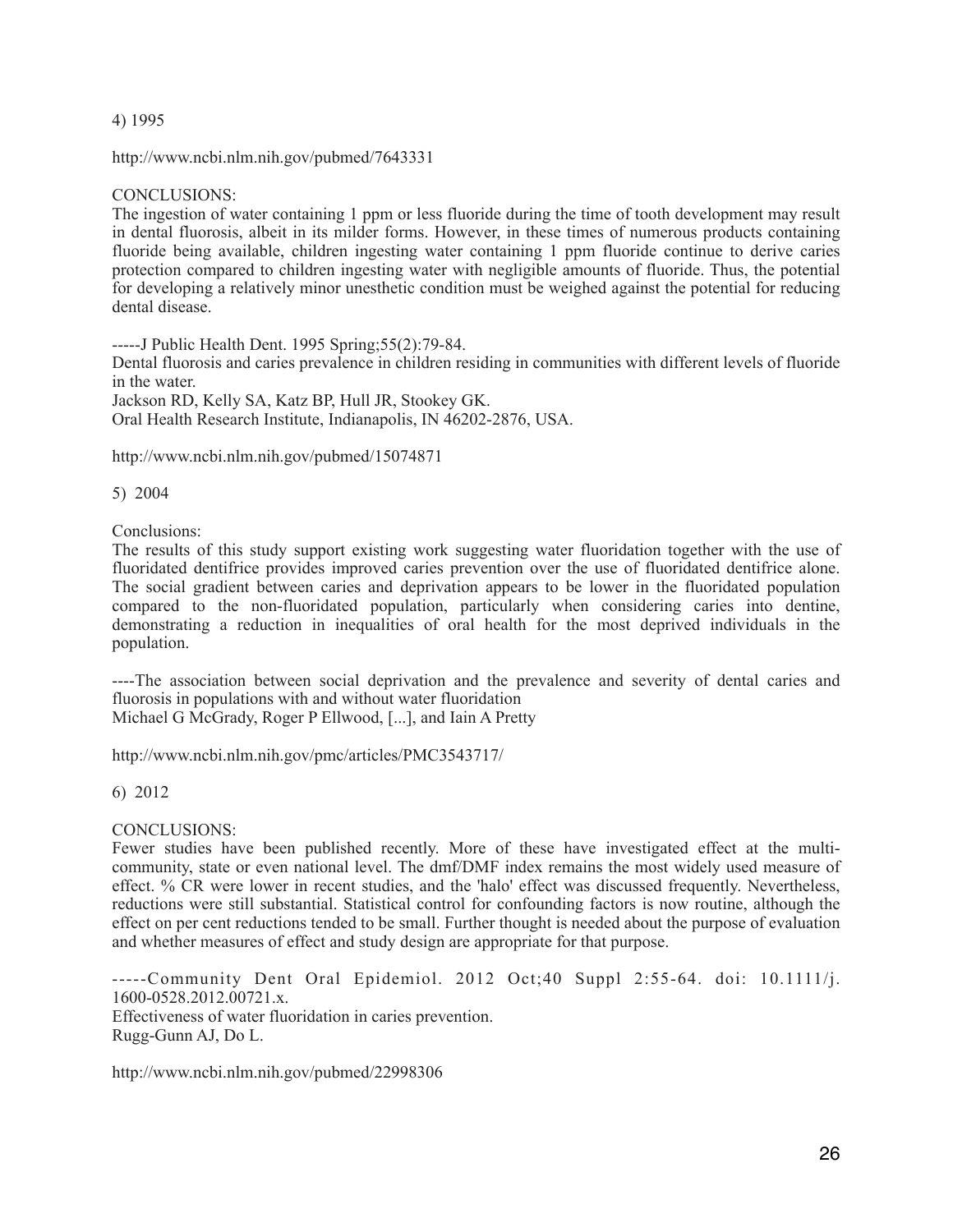4) 1995

http://www.ncbi.nlm.nih.gov/pubmed/7643331

CONCLUSIONS:
The ingestion of water containing 1 ppm or less fluoride during the time of tooth development may result in dental fluorosis, albeit in its milder forms. However, in these times of numerous products containing fluoride being available, children ingesting water containing 1 ppm fluoride continue to derive caries protection compared to children ingesting water with negligible amounts of fluoride. Thus, the potential for developing a relatively minor unesthetic condition must be weighed against the potential for reducing dental disease.

-----J Public Health Dent. 1995 Spring;55(2):79-84.
Dental fluorosis and caries prevalence in children residing in communities with different levels of fluoride in the water.
Jackson RD, Kelly SA, Katz BP, Hull JR, Stookey GK.
Oral Health Research Institute, Indianapolis, IN 46202-2876, USA.

http://www.ncbi.nlm.nih.gov/pubmed/15074871

5) 2004

Conclusions:
The results of this study support existing work suggesting water fluoridation together with the use of fluoridated dentifrice provides improved caries prevention over the use of fluoridated dentifrice alone. The social gradient between caries and deprivation appears to be lower in the fluoridated population compared to the non-fluoridated population, particularly when considering caries into dentine, demonstrating a reduction in inequalities of oral health for the most deprived individuals in the population.

----The association between social deprivation and the prevalence and severity of dental caries and fluorosis in populations with and without water fluoridation
Michael G McGrady, Roger P Ellwood, [...], and Iain A Pretty

http://www.ncbi.nlm.nih.gov/pmc/articles/PMC3543717/

6) 2012

CONCLUSIONS:
Fewer studies have been published recently. More of these have investigated effect at the multi-community, state or even national level. The dmf/DMF index remains the most widely used measure of effect. % CR were lower in recent studies, and the 'halo' effect was discussed frequently. Nevertheless, reductions were still substantial. Statistical control for confounding factors is now routine, although the effect on per cent reductions tended to be small. Further thought is needed about the purpose of evaluation and whether measures of effect and study design are appropriate for that purpose.

-----Community Dent Oral Epidemiol. 2012 Oct;40 Suppl 2:55-64. doi: 10.1111/j.1600-0528.2012.00721.x.
Effectiveness of water fluoridation in caries prevention.
Rugg-Gunn AJ, Do L.

http://www.ncbi.nlm.nih.gov/pubmed/22998306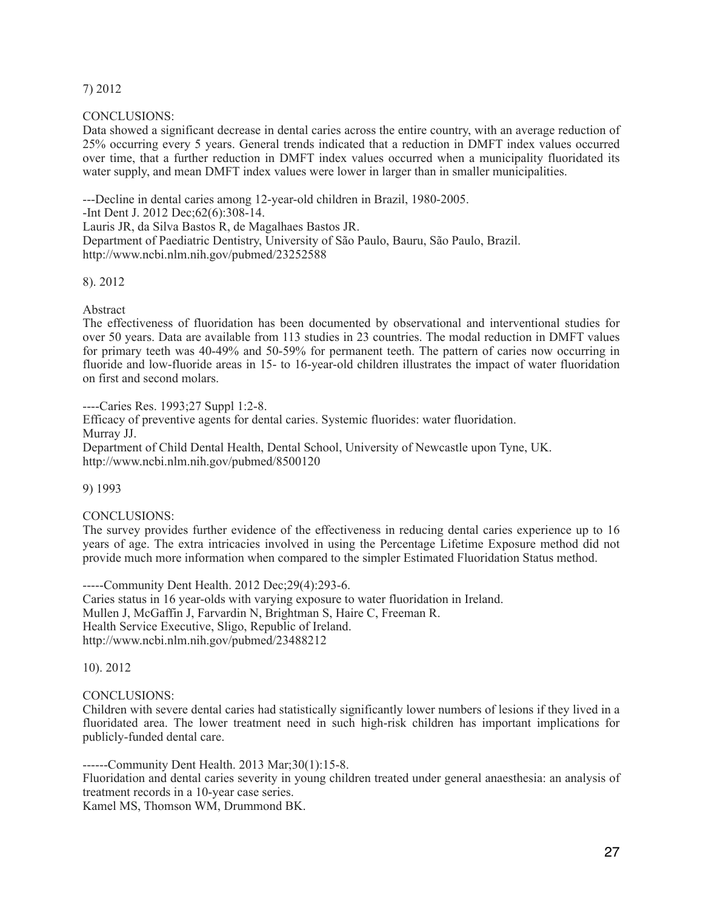7) 2012

CONCLUSIONS:
Data showed a significant decrease in dental caries across the entire country, with an average reduction of 25% occurring every 5 years. General trends indicated that a reduction in DMFT index values occurred over time, that a further reduction in DMFT index values occurred when a municipality fluoridated its water supply, and mean DMFT index values were lower in larger than in smaller municipalities.

---Decline in dental caries among 12-year-old children in Brazil, 1980-2005.
-Int Dent J. 2012 Dec;62(6):308-14.
Lauris JR, da Silva Bastos R, de Magalhaes Bastos JR.
Department of Paediatric Dentistry, University of São Paulo, Bauru, São Paulo, Brazil.
http://www.ncbi.nlm.nih.gov/pubmed/23252588

8). 2012

Abstract
The effectiveness of fluoridation has been documented by observational and interventional studies for over 50 years. Data are available from 113 studies in 23 countries. The modal reduction in DMFT values for primary teeth was 40-49% and 50-59% for permanent teeth. The pattern of caries now occurring in fluoride and low-fluoride areas in 15- to 16-year-old children illustrates the impact of water fluoridation on first and second molars.

----Caries Res. 1993;27 Suppl 1:2-8.
Efficacy of preventive agents for dental caries. Systemic fluorides: water fluoridation.
Murray JJ.
Department of Child Dental Health, Dental School, University of Newcastle upon Tyne, UK.
http://www.ncbi.nlm.nih.gov/pubmed/8500120

9) 1993

CONCLUSIONS:
The survey provides further evidence of the effectiveness in reducing dental caries experience up to 16 years of age. The extra intricacies involved in using the Percentage Lifetime Exposure method did not provide much more information when compared to the simpler Estimated Fluoridation Status method.

-----Community Dent Health. 2012 Dec;29(4):293-6.
Caries status in 16 year-olds with varying exposure to water fluoridation in Ireland.
Mullen J, McGaffin J, Farvardin N, Brightman S, Haire C, Freeman R.
Health Service Executive, Sligo, Republic of Ireland.
http://www.ncbi.nlm.nih.gov/pubmed/23488212

10). 2012

CONCLUSIONS:
Children with severe dental caries had statistically significantly lower numbers of lesions if they lived in a fluoridated area. The lower treatment need in such high-risk children has important implications for publicly-funded dental care.

------Community Dent Health. 2013 Mar;30(1):15-8.
Fluoridation and dental caries severity in young children treated under general anaesthesia: an analysis of treatment records in a 10-year case series.
Kamel MS, Thomson WM, Drummond BK.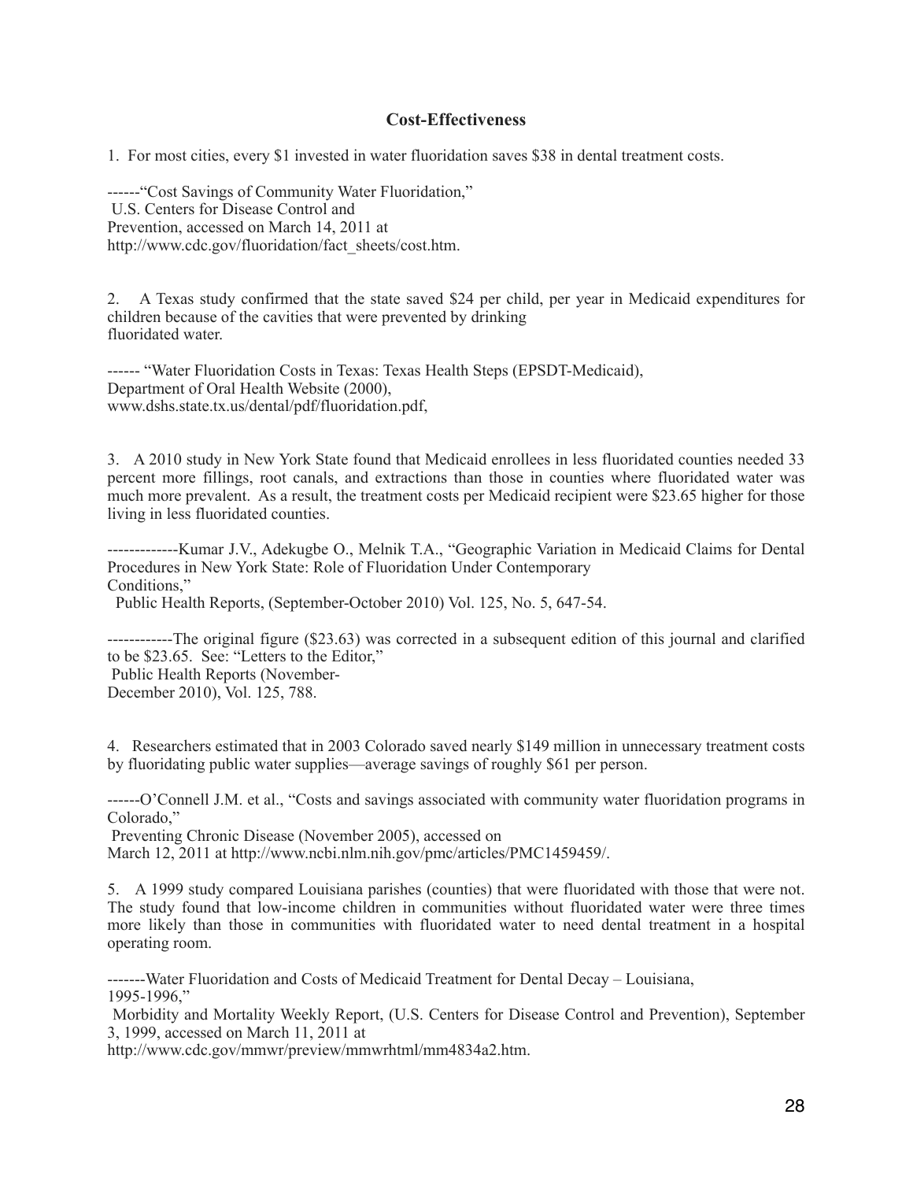## Cost-Effectiveness

1. For most cities, every $1 invested in water fluoridation saves $38 in dental treatment costs.

------"Cost Savings of Community Water Fluoridation," U.S. Centers for Disease Control and Prevention, accessed on March 14, 2011 at http://www.cdc.gov/fluoridation/fact_sheets/cost.htm.

2. A Texas study confirmed that the state saved $24 per child, per year in Medicaid expenditures for children because of the cavities that were prevented by drinking fluoridated water.

------ "Water Fluoridation Costs in Texas: Texas Health Steps (EPSDT-Medicaid), Department of Oral Health Website (2000), www.dshs.state.tx.us/dental/pdf/fluoridation.pdf,

3. A 2010 study in New York State found that Medicaid enrollees in less fluoridated counties needed 33 percent more fillings, root canals, and extractions than those in counties where fluoridated water was much more prevalent. As a result, the treatment costs per Medicaid recipient were $23.65 higher for those living in less fluoridated counties.

-------------Kumar J.V., Adekugbe O., Melnik T.A., "Geographic Variation in Medicaid Claims for Dental Procedures in New York State: Role of Fluoridation Under Contemporary Conditions," Public Health Reports, (September-October 2010) Vol. 125, No. 5, 647-54.

------------The original figure ($23.63) was corrected in a subsequent edition of this journal and clarified to be $23.65. See: "Letters to the Editor," Public Health Reports (November-December 2010), Vol. 125, 788.

4. Researchers estimated that in 2003 Colorado saved nearly $149 million in unnecessary treatment costs by fluoridating public water supplies—average savings of roughly $61 per person.

------O'Connell J.M. et al., "Costs and savings associated with community water fluoridation programs in Colorado," Preventing Chronic Disease (November 2005), accessed on March 12, 2011 at http://www.ncbi.nlm.nih.gov/pmc/articles/PMC1459459/.

5. A 1999 study compared Louisiana parishes (counties) that were fluoridated with those that were not. The study found that low-income children in communities without fluoridated water were three times more likely than those in communities with fluoridated water to need dental treatment in a hospital operating room.

-------Water Fluoridation and Costs of Medicaid Treatment for Dental Decay – Louisiana, 1995-1996," Morbidity and Mortality Weekly Report, (U.S. Centers for Disease Control and Prevention), September 3, 1999, accessed on March 11, 2011 at http://www.cdc.gov/mmwr/preview/mmwrhtml/mm4834a2.htm.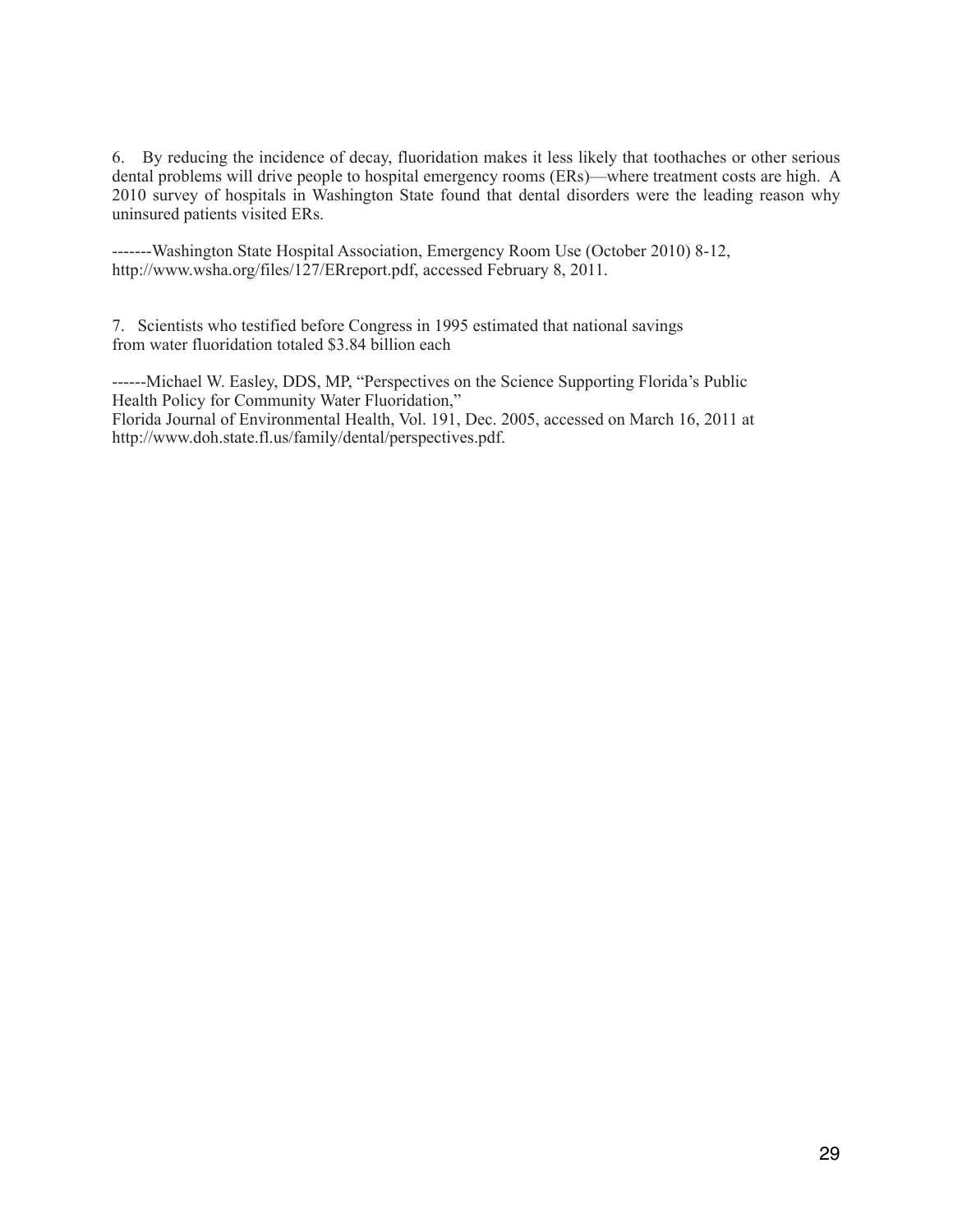6. By reducing the incidence of decay, fluoridation makes it less likely that toothaches or other serious dental problems will drive people to hospital emergency rooms (ERs)—where treatment costs are high. A 2010 survey of hospitals in Washington State found that dental disorders were the leading reason why uninsured patients visited ERs.

-------Washington State Hospital Association, Emergency Room Use (October 2010) 8-12, http://www.wsha.org/files/127/ERreport.pdf, accessed February 8, 2011.

7. Scientists who testified before Congress in 1995 estimated that national savings from water fluoridation totaled $3.84 billion each

------Michael W. Easley, DDS, MP, "Perspectives on the Science Supporting Florida's Public Health Policy for Community Water Fluoridation,"
Florida Journal of Environmental Health, Vol. 191, Dec. 2005, accessed on March 16, 2011 at http://www.doh.state.fl.us/family/dental/perspectives.pdf.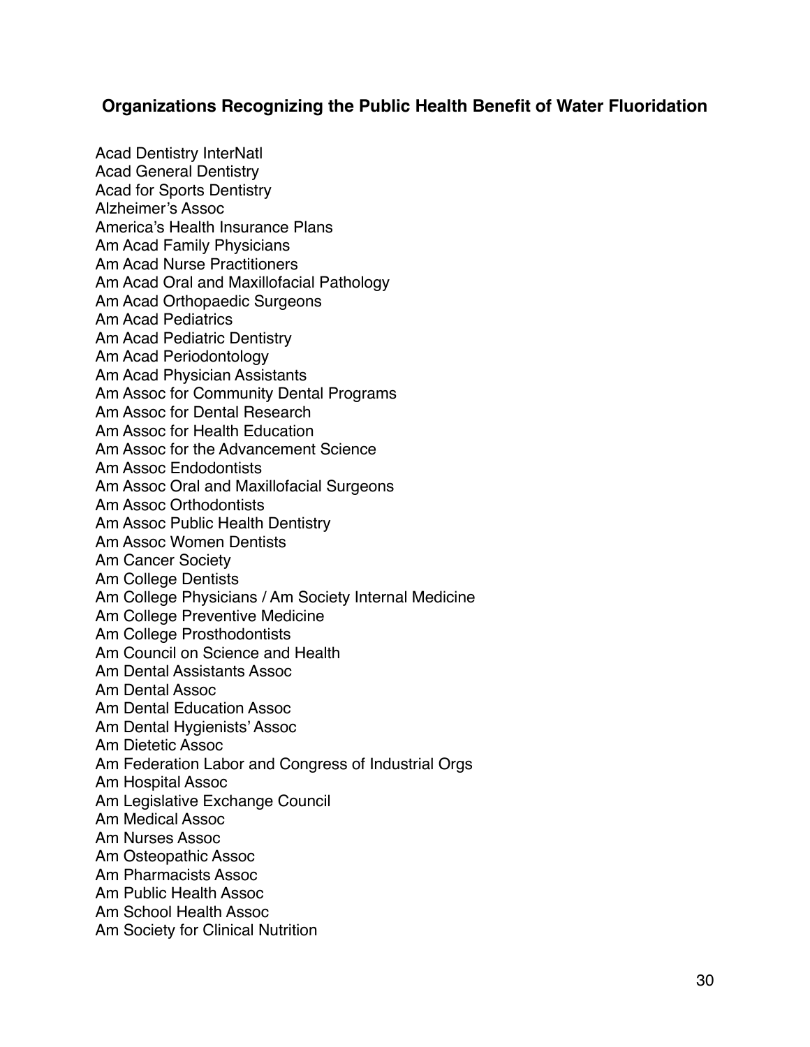### Organizations Recognizing the Public Health Benefit of Water Fluoridation

Acad Dentistry InterNatl
Acad General Dentistry
Acad for Sports Dentistry
Alzheimer's Assoc
America's Health Insurance Plans
Am Acad Family Physicians
Am Acad Nurse Practitioners
Am Acad Oral and Maxillofacial Pathology
Am Acad Orthopaedic Surgeons
Am Acad Pediatrics
Am Acad Pediatric Dentistry
Am Acad Periodontology
Am Acad Physician Assistants
Am Assoc for Community Dental Programs
Am Assoc for Dental Research
Am Assoc for Health Education
Am Assoc for the Advancement Science
Am Assoc Endodontists
Am Assoc Oral and Maxillofacial Surgeons
Am Assoc Orthodontists
Am Assoc Public Health Dentistry
Am Assoc Women Dentists
Am Cancer Society
Am College Dentists
Am College Physicians / Am Society Internal Medicine
Am College Preventive Medicine
Am College Prosthodontists
Am Council on Science and Health
Am Dental Assistants Assoc
Am Dental Assoc
Am Dental Education Assoc
Am Dental Hygienists' Assoc
Am Dietetic Assoc
Am Federation Labor and Congress of Industrial Orgs
Am Hospital Assoc
Am Legislative Exchange Council
Am Medical Assoc
Am Nurses Assoc
Am Osteopathic Assoc
Am Pharmacists Assoc
Am Public Health Assoc
Am School Health Assoc
Am Society for Clinical Nutrition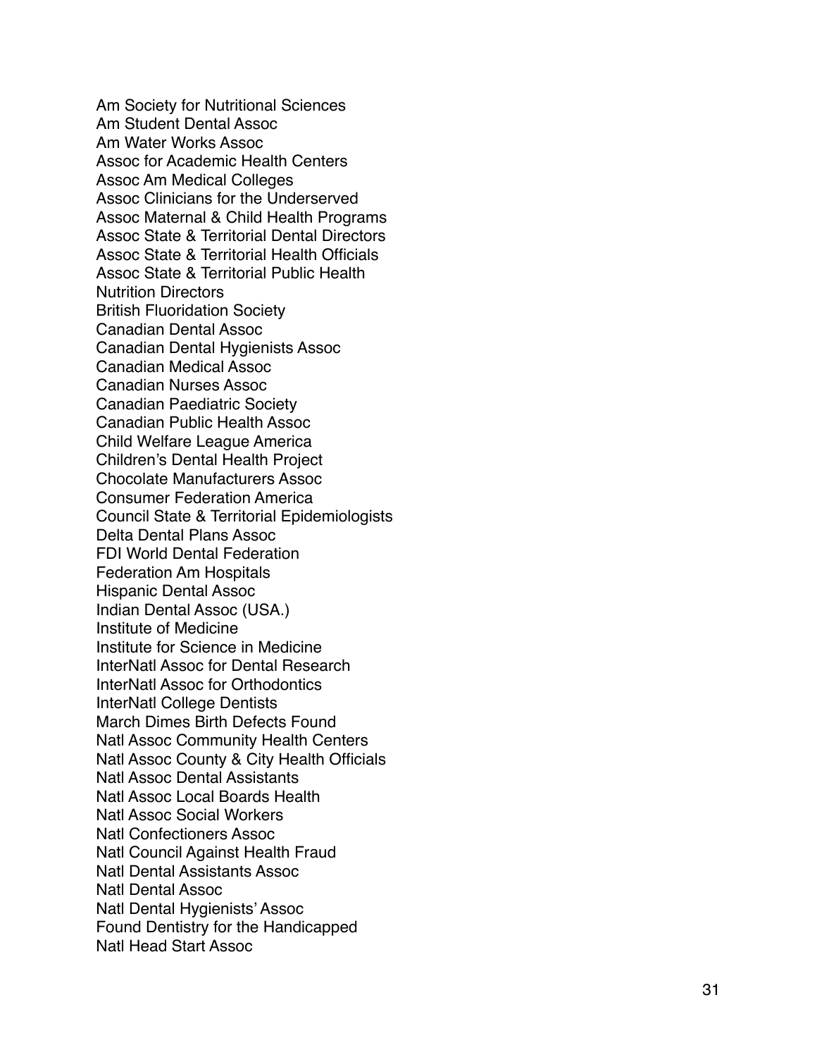Am Society for Nutritional Sciences
Am Student Dental Assoc
Am Water Works Assoc
Assoc for Academic Health Centers
Assoc Am Medical Colleges
Assoc Clinicians for the Underserved
Assoc Maternal & Child Health Programs
Assoc State & Territorial Dental Directors
Assoc State & Territorial Health Officials
Assoc State & Territorial Public Health
Nutrition Directors
British Fluoridation Society
Canadian Dental Assoc
Canadian Dental Hygienists Assoc
Canadian Medical Assoc
Canadian Nurses Assoc
Canadian Paediatric Society
Canadian Public Health Assoc
Child Welfare League America
Children's Dental Health Project
Chocolate Manufacturers Assoc
Consumer Federation America
Council State & Territorial Epidemiologists
Delta Dental Plans Assoc
FDI World Dental Federation
Federation Am Hospitals
Hispanic Dental Assoc
Indian Dental Assoc (USA.)
Institute of Medicine
Institute for Science in Medicine
InterNatl Assoc for Dental Research
InterNatl Assoc for Orthodontics
InterNatl College Dentists
March Dimes Birth Defects Found
Natl Assoc Community Health Centers
Natl Assoc County & City Health Officials
Natl Assoc Dental Assistants
Natl Assoc Local Boards Health
Natl Assoc Social Workers
Natl Confectioners Assoc
Natl Council Against Health Fraud
Natl Dental Assistants Assoc
Natl Dental Assoc
Natl Dental Hygienists' Assoc
Found Dentistry for the Handicapped
Natl Head Start Assoc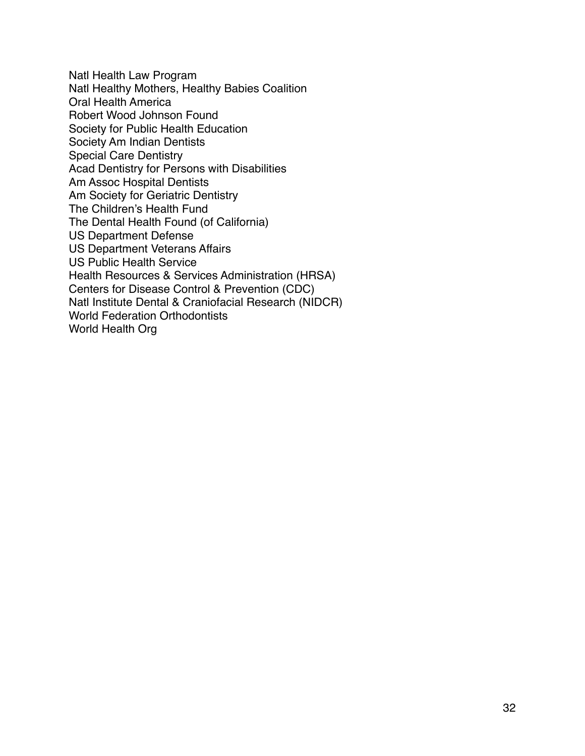Natl Health Law Program
Natl Healthy Mothers, Healthy Babies Coalition
Oral Health America
Robert Wood Johnson Found
Society for Public Health Education
Society Am Indian Dentists
Special Care Dentistry
Acad Dentistry for Persons with Disabilities
Am Assoc Hospital Dentists
Am Society for Geriatric Dentistry
The Children's Health Fund
The Dental Health Found (of California)
US Department Defense
US Department Veterans Affairs
US Public Health Service
Health Resources & Services Administration (HRSA)
Centers for Disease Control & Prevention (CDC)
Natl Institute Dental & Craniofacial Research (NIDCR)
World Federation Orthodontists
World Health Org